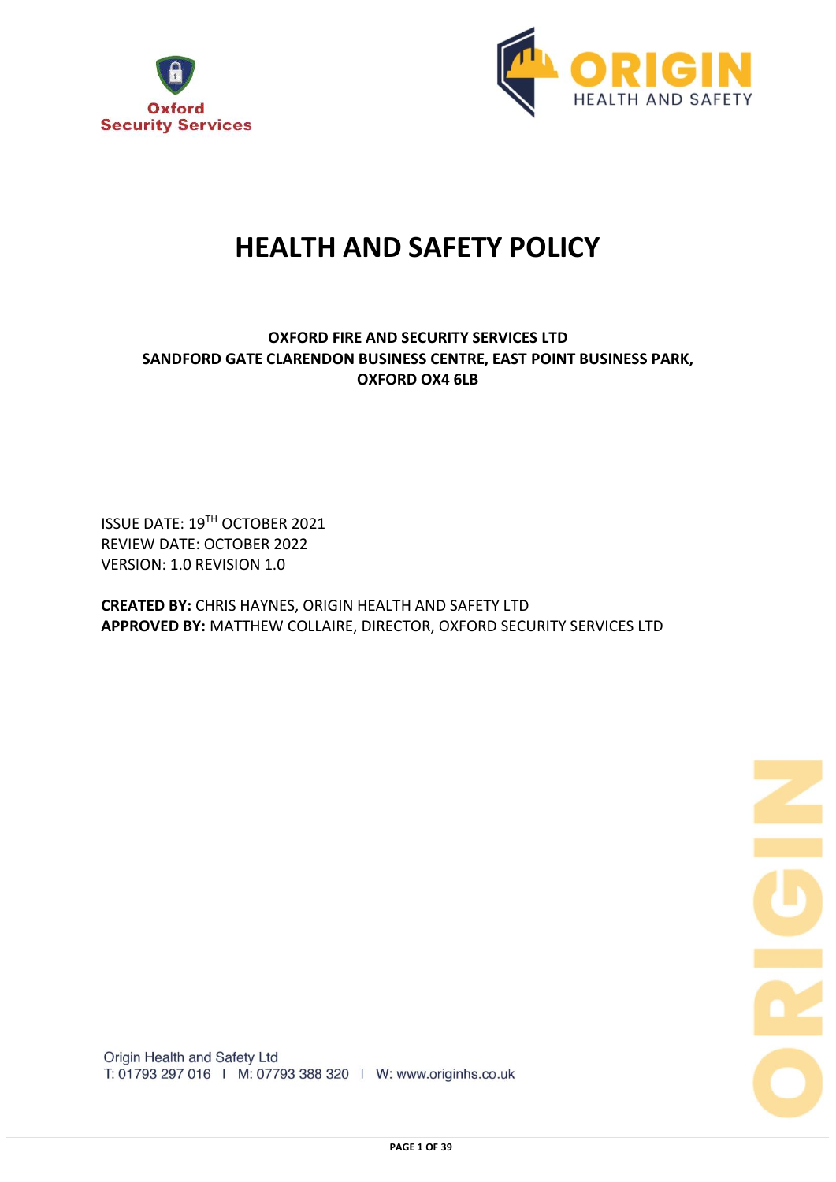Oxford Security Services

ORIGIN HEALTH AND SAFETY

# HEALTH AND SAFETY POLICY

**OXFORD FIRE AND SECURITY SERVICES LTD**
**SANDFORD GATE CLARENDON BUSINESS CENTRE, EAST POINT BUSINESS PARK,**
**OXFORD OX4 6LB**

ISSUE DATE: 19TH OCTOBER 2021
REVIEW DATE: OCTOBER 2022
VERSION: 1.0 REVISION 1.0

**CREATED BY:** CHRIS HAYNES, ORIGIN HEALTH AND SAFETY LTD
**APPROVED BY:** MATTHEW COLLAIRE, DIRECTOR, OXFORD SECURITY SERVICES LTD

Origin Health and Safety Ltd
T: 01793 297 016 | M: 07793 388 320 | W: www.originhs.co.uk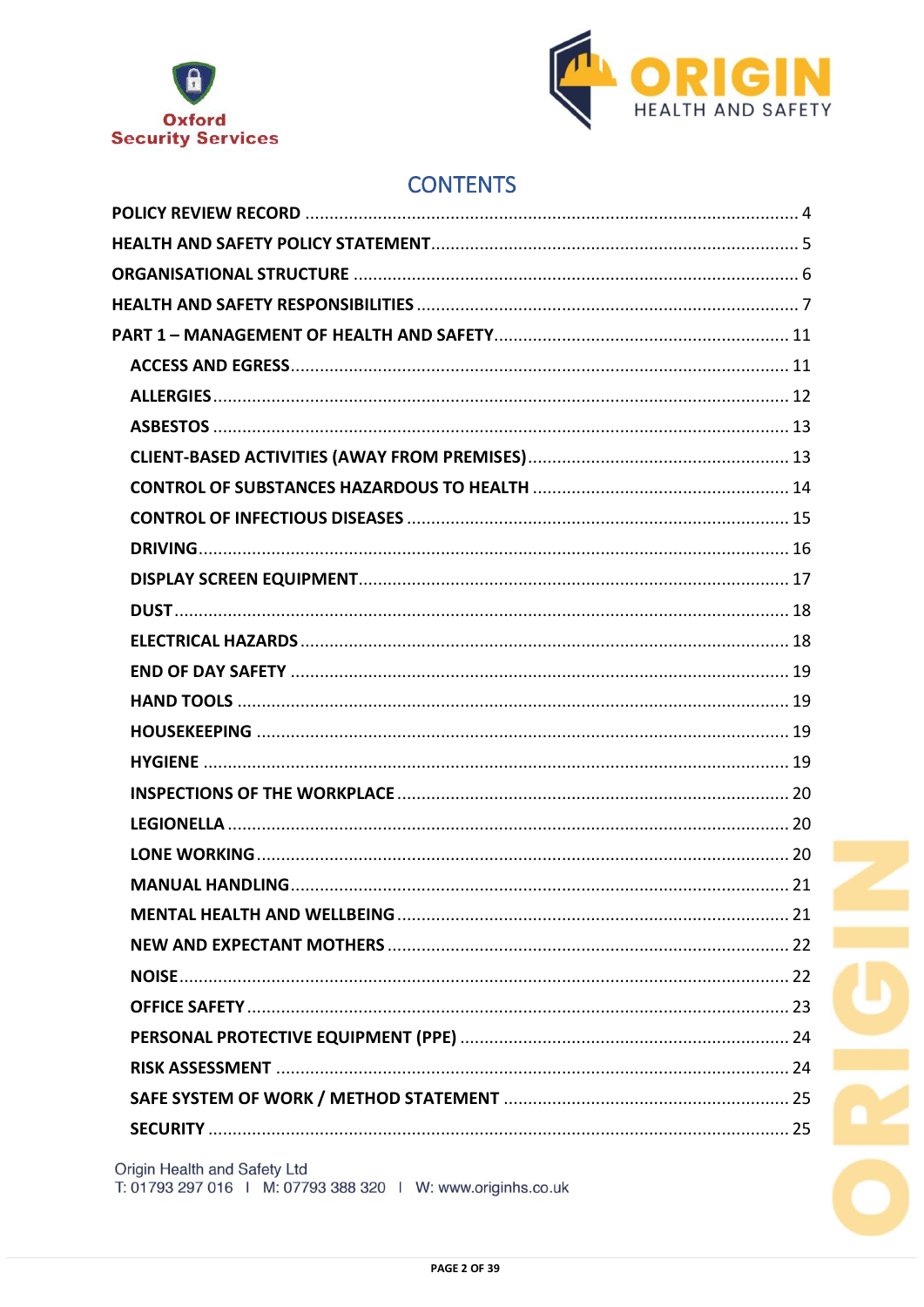# CONTENTS

- POLICY REVIEW RECORD ..... 4
- HEALTH AND SAFETY POLICY STATEMENT ..... 5
- ORGANISATIONAL STRUCTURE ..... 6
- HEALTH AND SAFETY RESPONSIBILITIES ..... 7
- PART 1 – MANAGEMENT OF HEALTH AND SAFETY ..... 11
  - ACCESS AND EGRESS ..... 11
  - ALLERGIES ..... 12
  - ASBESTOS ..... 13
  - CLIENT-BASED ACTIVITIES (AWAY FROM PREMISES) ..... 13
  - CONTROL OF SUBSTANCES HAZARDOUS TO HEALTH ..... 14
  - CONTROL OF INFECTIOUS DISEASES ..... 15
  - DRIVING ..... 16
  - DISPLAY SCREEN EQUIPMENT ..... 17
  - DUST ..... 18
  - ELECTRICAL HAZARDS ..... 18
  - END OF DAY SAFETY ..... 19
  - HAND TOOLS ..... 19
  - HOUSEKEEPING ..... 19
  - HYGIENE ..... 19
  - INSPECTIONS OF THE WORKPLACE ..... 20
  - LEGIONELLA ..... 20
  - LONE WORKING ..... 20
  - MANUAL HANDLING ..... 21
  - MENTAL HEALTH AND WELLBEING ..... 21
  - NEW AND EXPECTANT MOTHERS ..... 22
  - NOISE ..... 22
  - OFFICE SAFETY ..... 23
  - PERSONAL PROTECTIVE EQUIPMENT (PPE) ..... 24
  - RISK ASSESSMENT ..... 24
  - SAFE SYSTEM OF WORK / METHOD STATEMENT ..... 25
  - SECURITY ..... 25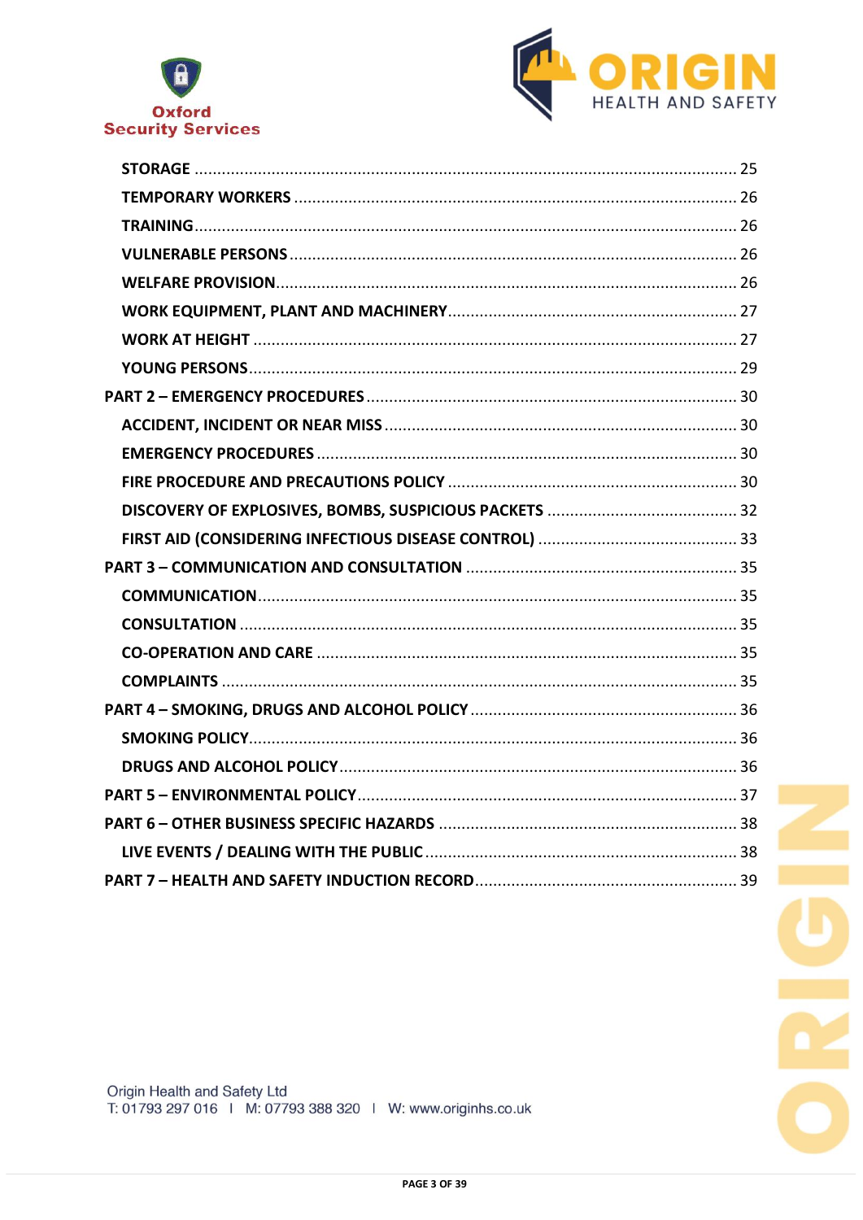STORAGE ........ 25
TEMPORARY WORKERS ........ 26
TRAINING ........ 26
VULNERABLE PERSONS ........ 26
WELFARE PROVISION ........ 26
WORK EQUIPMENT, PLANT AND MACHINERY ........ 27
WORK AT HEIGHT ........ 27
YOUNG PERSONS ........ 29

PART 2 – EMERGENCY PROCEDURES ........ 30
ACCIDENT, INCIDENT OR NEAR MISS ........ 30
EMERGENCY PROCEDURES ........ 30
FIRE PROCEDURE AND PRECAUTIONS POLICY ........ 30
DISCOVERY OF EXPLOSIVES, BOMBS, SUSPICIOUS PACKETS ........ 32
FIRST AID (CONSIDERING INFECTIOUS DISEASE CONTROL) ........ 33

PART 3 – COMMUNICATION AND CONSULTATION ........ 35
COMMUNICATION ........ 35
CONSULTATION ........ 35
CO-OPERATION AND CARE ........ 35
COMPLAINTS ........ 35

PART 4 – SMOKING, DRUGS AND ALCOHOL POLICY ........ 36
SMOKING POLICY ........ 36
DRUGS AND ALCOHOL POLICY ........ 36

PART 5 – ENVIRONMENTAL POLICY ........ 37

PART 6 – OTHER BUSINESS SPECIFIC HAZARDS ........ 38
LIVE EVENTS / DEALING WITH THE PUBLIC ........ 38

PART 7 – HEALTH AND SAFETY INDUCTION RECORD ........ 39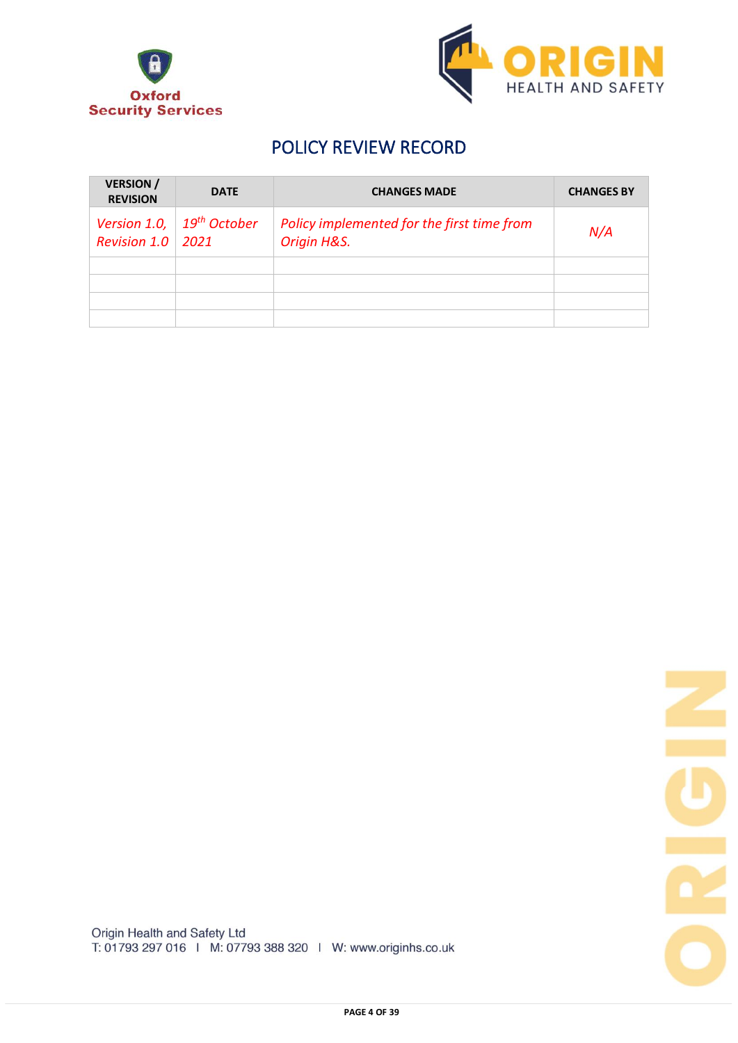# POLICY REVIEW RECORD

| VERSION / REVISION | DATE | CHANGES MADE | CHANGES BY |
|---|---|---|---|
| *Version 1.0, Revision 1.0* | *19th October 2021* | *Policy implemented for the first time from Origin H&S.* | *N/A* |
| | | | |
| | | | |
| | | | |
| | | | |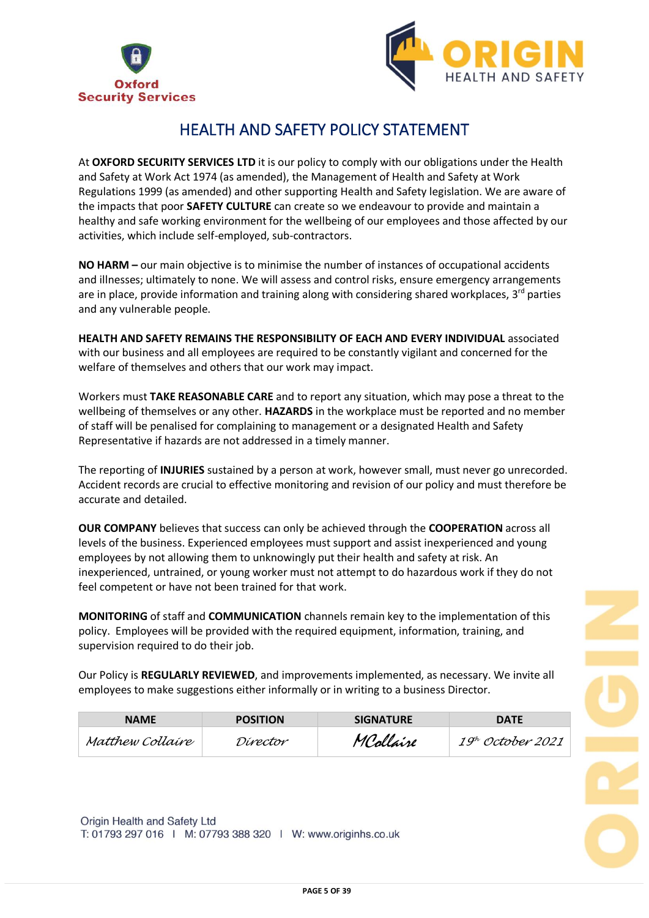# HEALTH AND SAFETY POLICY STATEMENT

At **OXFORD SECURITY SERVICES LTD** it is our policy to comply with our obligations under the Health and Safety at Work Act 1974 (as amended), the Management of Health and Safety at Work Regulations 1999 (as amended) and other supporting Health and Safety legislation. We are aware of the impacts that poor **SAFETY CULTURE** can create so we endeavour to provide and maintain a healthy and safe working environment for the wellbeing of our employees and those affected by our activities, which include self-employed, sub-contractors.

**NO HARM –** our main objective is to minimise the number of instances of occupational accidents and illnesses; ultimately to none. We will assess and control risks, ensure emergency arrangements are in place, provide information and training along with considering shared workplaces, 3rd parties and any vulnerable people.

**HEALTH AND SAFETY REMAINS THE RESPONSIBILITY OF EACH AND EVERY INDIVIDUAL** associated with our business and all employees are required to be constantly vigilant and concerned for the welfare of themselves and others that our work may impact.

Workers must **TAKE REASONABLE CARE** and to report any situation, which may pose a threat to the wellbeing of themselves or any other. **HAZARDS** in the workplace must be reported and no member of staff will be penalised for complaining to management or a designated Health and Safety Representative if hazards are not addressed in a timely manner.

The reporting of **INJURIES** sustained by a person at work, however small, must never go unrecorded. Accident records are crucial to effective monitoring and revision of our policy and must therefore be accurate and detailed.

**OUR COMPANY** believes that success can only be achieved through the **COOPERATION** across all levels of the business. Experienced employees must support and assist inexperienced and young employees by not allowing them to unknowingly put their health and safety at risk. An inexperienced, untrained, or young worker must not attempt to do hazardous work if they do not feel competent or have not been trained for that work.

**MONITORING** of staff and **COMMUNICATION** channels remain key to the implementation of this policy. Employees will be provided with the required equipment, information, training, and supervision required to do their job.

Our Policy is **REGULARLY REVIEWED**, and improvements implemented, as necessary. We invite all employees to make suggestions either informally or in writing to a business Director.

| NAME | POSITION | SIGNATURE | DATE |
|---|---|---|---|
| Matthew Collaire | Director | MCollaire | 19th October 2021 |

Origin Health and Safety Ltd
T: 01793 297 016 | M: 07793 388 320 | W: www.originhs.co.uk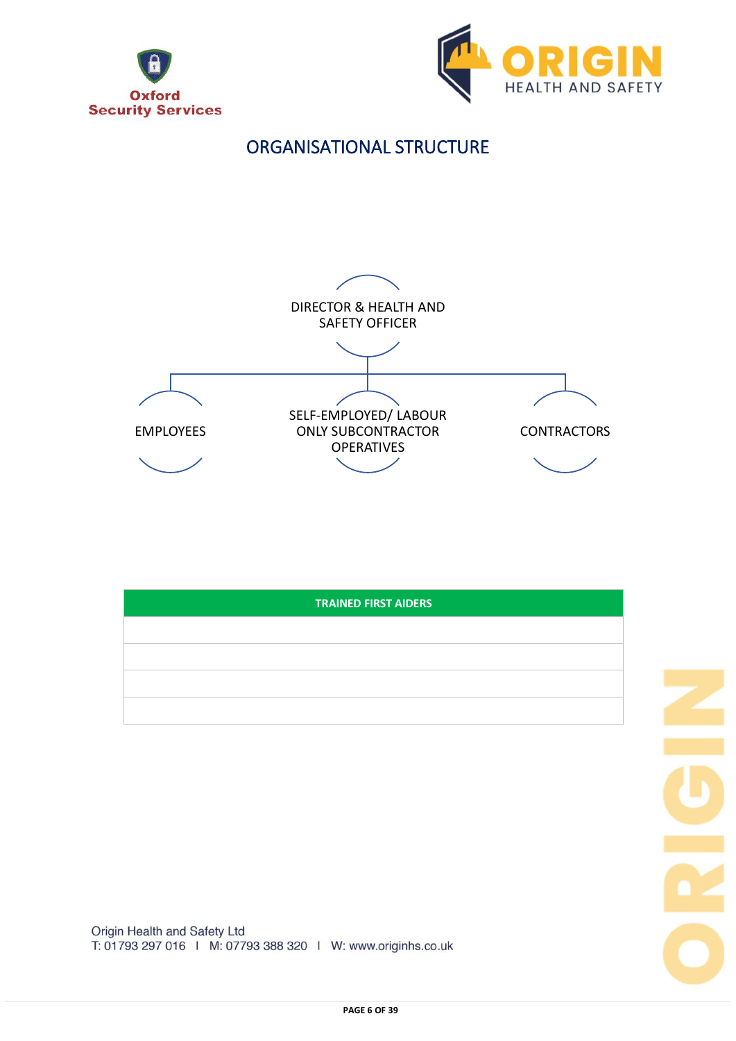# ORGANISATIONAL STRUCTURE

DIRECTOR & HEALTH AND SAFETY OFFICER

- EMPLOYEES
- SELF-EMPLOYED/ LABOUR ONLY SUBCONTRACTOR OPERATIVES
- CONTRACTORS

| TRAINED FIRST AIDERS |
| --- |
| |
| |
| |
| |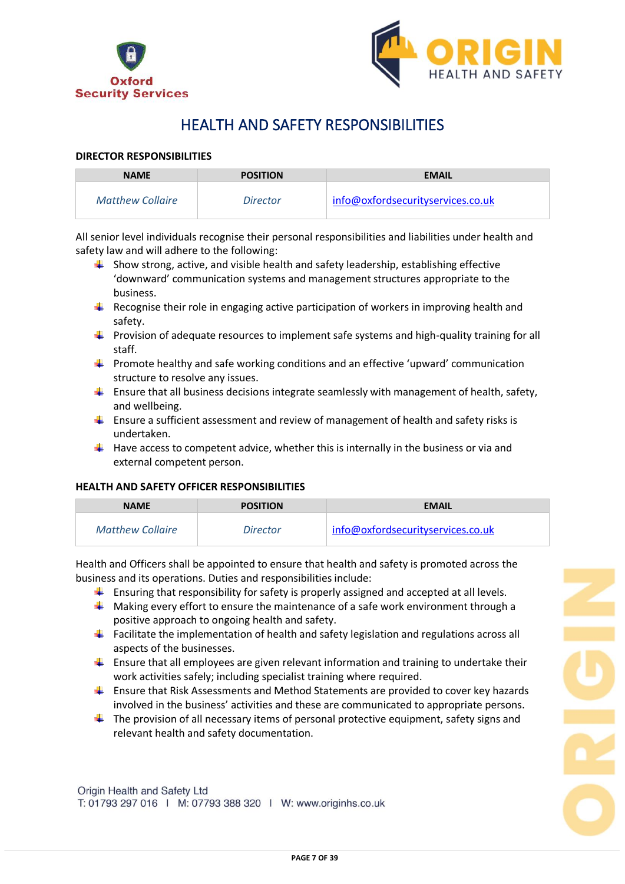# HEALTH AND SAFETY RESPONSIBILITIES

### DIRECTOR RESPONSIBILITIES

| NAME | POSITION | EMAIL |
|---|---|---|
| *Matthew Collaire* | *Director* | info@oxfordsecurityservices.co.uk |

All senior level individuals recognise their personal responsibilities and liabilities under health and safety law and will adhere to the following:

- Show strong, active, and visible health and safety leadership, establishing effective 'downward' communication systems and management structures appropriate to the business.
- Recognise their role in engaging active participation of workers in improving health and safety.
- Provision of adequate resources to implement safe systems and high-quality training for all staff.
- Promote healthy and safe working conditions and an effective 'upward' communication structure to resolve any issues.
- Ensure that all business decisions integrate seamlessly with management of health, safety, and wellbeing.
- Ensure a sufficient assessment and review of management of health and safety risks is undertaken.
- Have access to competent advice, whether this is internally in the business or via and external competent person.

### HEALTH AND SAFETY OFFICER RESPONSIBILITIES

| NAME | POSITION | EMAIL |
|---|---|---|
| *Matthew Collaire* | *Director* | info@oxfordsecurityservices.co.uk |

Health and Officers shall be appointed to ensure that health and safety is promoted across the business and its operations. Duties and responsibilities include:

- Ensuring that responsibility for safety is properly assigned and accepted at all levels.
- Making every effort to ensure the maintenance of a safe work environment through a positive approach to ongoing health and safety.
- Facilitate the implementation of health and safety legislation and regulations across all aspects of the businesses.
- Ensure that all employees are given relevant information and training to undertake their work activities safely; including specialist training where required.
- Ensure that Risk Assessments and Method Statements are provided to cover key hazards involved in the business' activities and these are communicated to appropriate persons.
- The provision of all necessary items of personal protective equipment, safety signs and relevant health and safety documentation.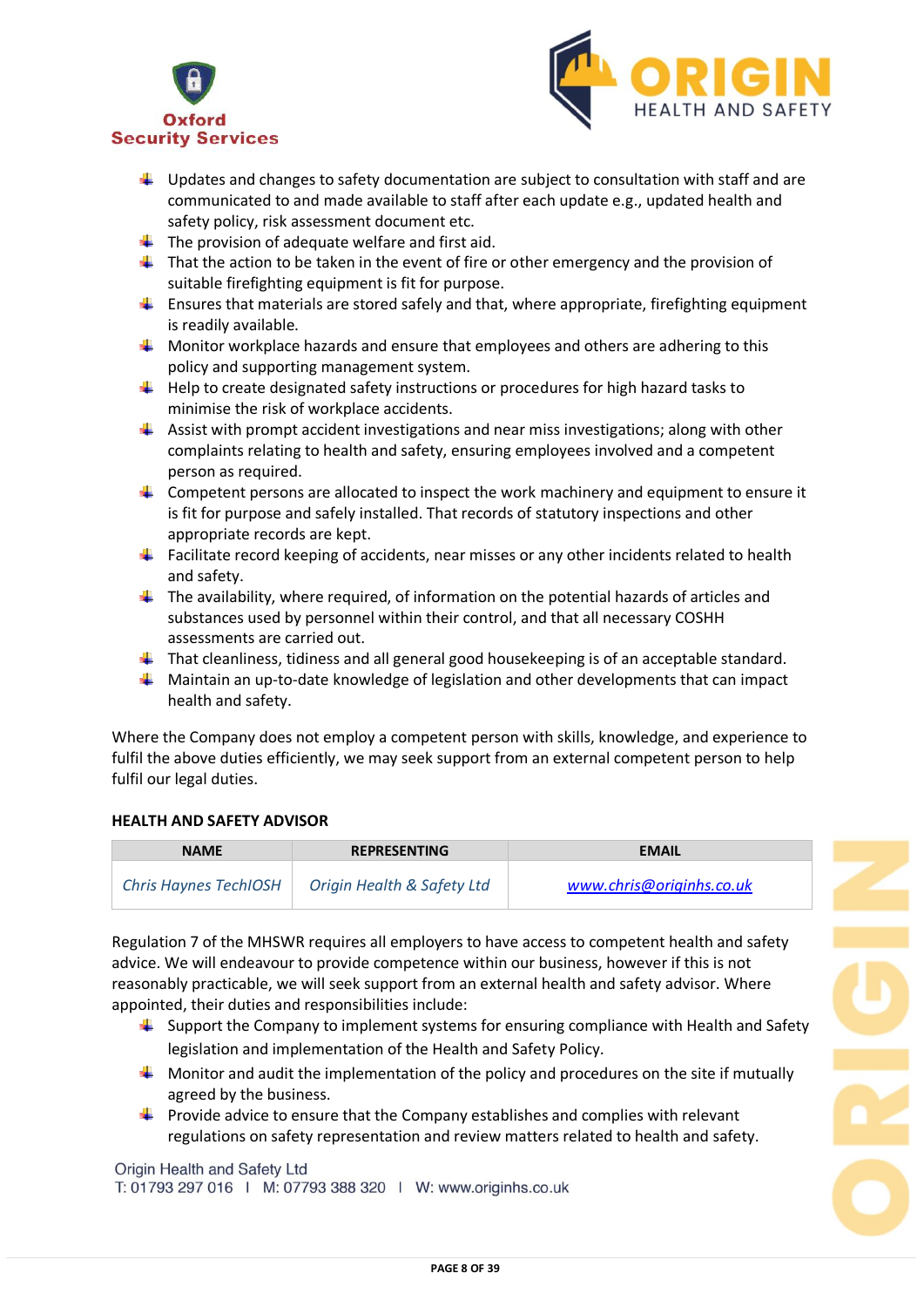- Updates and changes to safety documentation are subject to consultation with staff and are communicated to and made available to staff after each update e.g., updated health and safety policy, risk assessment document etc.
- The provision of adequate welfare and first aid.
- That the action to be taken in the event of fire or other emergency and the provision of suitable firefighting equipment is fit for purpose.
- Ensures that materials are stored safely and that, where appropriate, firefighting equipment is readily available.
- Monitor workplace hazards and ensure that employees and others are adhering to this policy and supporting management system.
- Help to create designated safety instructions or procedures for high hazard tasks to minimise the risk of workplace accidents.
- Assist with prompt accident investigations and near miss investigations; along with other complaints relating to health and safety, ensuring employees involved and a competent person as required.
- Competent persons are allocated to inspect the work machinery and equipment to ensure it is fit for purpose and safely installed. That records of statutory inspections and other appropriate records are kept.
- Facilitate record keeping of accidents, near misses or any other incidents related to health and safety.
- The availability, where required, of information on the potential hazards of articles and substances used by personnel within their control, and that all necessary COSHH assessments are carried out.
- That cleanliness, tidiness and all general good housekeeping is of an acceptable standard.
- Maintain an up-to-date knowledge of legislation and other developments that can impact health and safety.

Where the Company does not employ a competent person with skills, knowledge, and experience to fulfil the above duties efficiently, we may seek support from an external competent person to help fulfil our legal duties.

**HEALTH AND SAFETY ADVISOR**

| NAME | REPRESENTING | EMAIL |
|---|---|---|
| *Chris Haynes TechIOSH* | *Origin Health & Safety Ltd* | *www.chris@originhs.co.uk* |

Regulation 7 of the MHSWR requires all employers to have access to competent health and safety advice. We will endeavour to provide competence within our business, however if this is not reasonably practicable, we will seek support from an external health and safety advisor. Where appointed, their duties and responsibilities include:

- Support the Company to implement systems for ensuring compliance with Health and Safety legislation and implementation of the Health and Safety Policy.
- Monitor and audit the implementation of the policy and procedures on the site if mutually agreed by the business.
- Provide advice to ensure that the Company establishes and complies with relevant regulations on safety representation and review matters related to health and safety.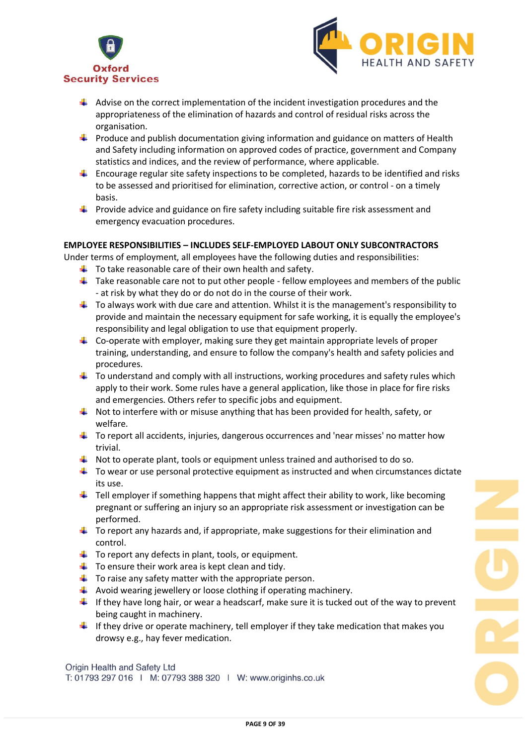- Advise on the correct implementation of the incident investigation procedures and the appropriateness of the elimination of hazards and control of residual risks across the organisation.
- Produce and publish documentation giving information and guidance on matters of Health and Safety including information on approved codes of practice, government and Company statistics and indices, and the review of performance, where applicable.
- Encourage regular site safety inspections to be completed, hazards to be identified and risks to be assessed and prioritised for elimination, corrective action, or control - on a timely basis.
- Provide advice and guidance on fire safety including suitable fire risk assessment and emergency evacuation procedures.

**EMPLOYEE RESPONSIBILITIES – INCLUDES SELF-EMPLOYED LABOUT ONLY SUBCONTRACTORS**

Under terms of employment, all employees have the following duties and responsibilities:

- To take reasonable care of their own health and safety.
- Take reasonable care not to put other people - fellow employees and members of the public - at risk by what they do or do not do in the course of their work.
- To always work with due care and attention. Whilst it is the management's responsibility to provide and maintain the necessary equipment for safe working, it is equally the employee's responsibility and legal obligation to use that equipment properly.
- Co-operate with employer, making sure they get maintain appropriate levels of proper training, understanding, and ensure to follow the company's health and safety policies and procedures.
- To understand and comply with all instructions, working procedures and safety rules which apply to their work. Some rules have a general application, like those in place for fire risks and emergencies. Others refer to specific jobs and equipment.
- Not to interfere with or misuse anything that has been provided for health, safety, or welfare.
- To report all accidents, injuries, dangerous occurrences and 'near misses' no matter how trivial.
- Not to operate plant, tools or equipment unless trained and authorised to do so.
- To wear or use personal protective equipment as instructed and when circumstances dictate its use.
- Tell employer if something happens that might affect their ability to work, like becoming pregnant or suffering an injury so an appropriate risk assessment or investigation can be performed.
- To report any hazards and, if appropriate, make suggestions for their elimination and control.
- To report any defects in plant, tools, or equipment.
- To ensure their work area is kept clean and tidy.
- To raise any safety matter with the appropriate person.
- Avoid wearing jewellery or loose clothing if operating machinery.
- If they have long hair, or wear a headscarf, make sure it is tucked out of the way to prevent being caught in machinery.
- If they drive or operate machinery, tell employer if they take medication that makes you drowsy e.g., hay fever medication.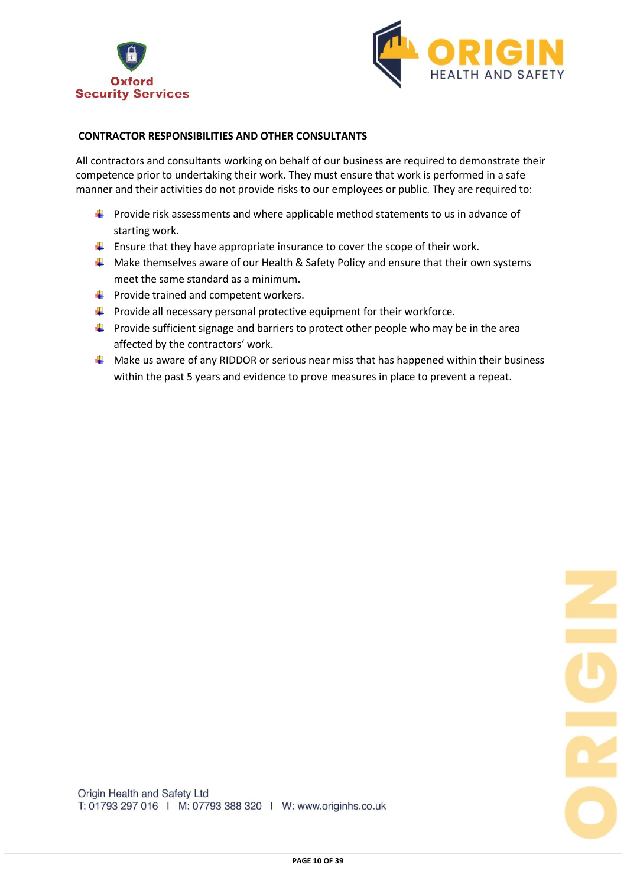## CONTRACTOR RESPONSIBILITIES AND OTHER CONSULTANTS

All contractors and consultants working on behalf of our business are required to demonstrate their competence prior to undertaking their work. They must ensure that work is performed in a safe manner and their activities do not provide risks to our employees or public. They are required to:

- Provide risk assessments and where applicable method statements to us in advance of starting work.
- Ensure that they have appropriate insurance to cover the scope of their work.
- Make themselves aware of our Health & Safety Policy and ensure that their own systems meet the same standard as a minimum.
- Provide trained and competent workers.
- Provide all necessary personal protective equipment for their workforce.
- Provide sufficient signage and barriers to protect other people who may be in the area affected by the contractors' work.
- Make us aware of any RIDDOR or serious near miss that has happened within their business within the past 5 years and evidence to prove measures in place to prevent a repeat.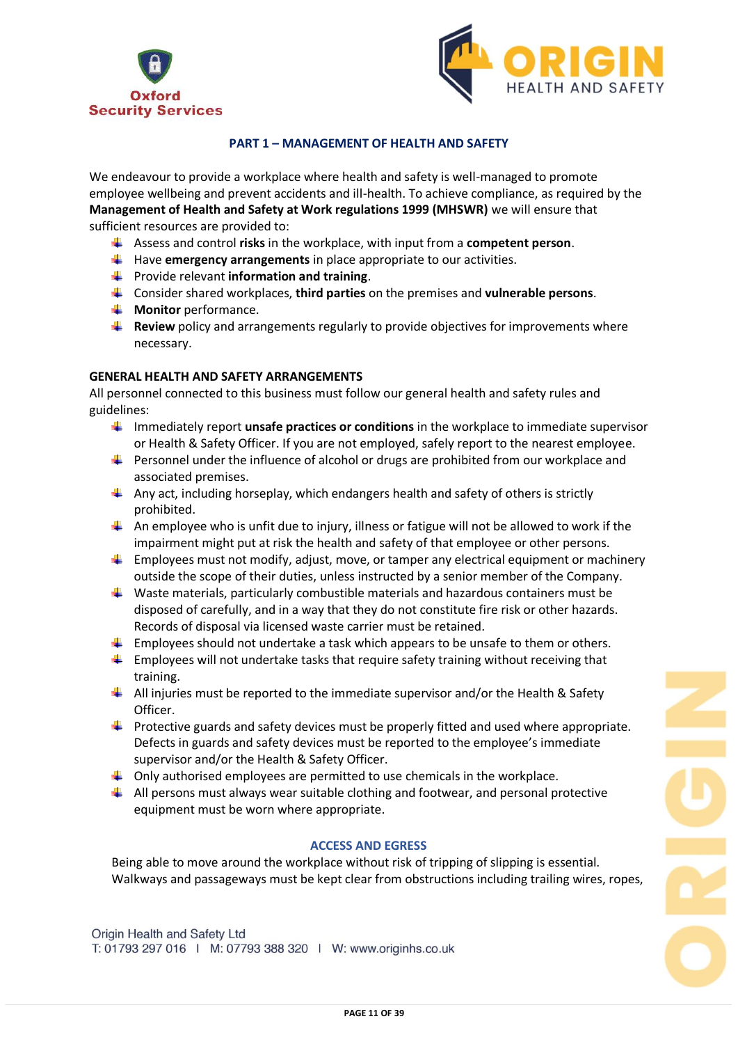## PART 1 – MANAGEMENT OF HEALTH AND SAFETY

We endeavour to provide a workplace where health and safety is well-managed to promote employee wellbeing and prevent accidents and ill-health. To achieve compliance, as required by the **Management of Health and Safety at Work regulations 1999 (MHSWR)** we will ensure that sufficient resources are provided to:

- Assess and control **risks** in the workplace, with input from a **competent person**.
- Have **emergency arrangements** in place appropriate to our activities.
- Provide relevant **information and training**.
- Consider shared workplaces, **third parties** on the premises and **vulnerable persons**.
- **Monitor** performance.
- **Review** policy and arrangements regularly to provide objectives for improvements where necessary.

### GENERAL HEALTH AND SAFETY ARRANGEMENTS

All personnel connected to this business must follow our general health and safety rules and guidelines:

- Immediately report **unsafe practices or conditions** in the workplace to immediate supervisor or Health & Safety Officer. If you are not employed, safely report to the nearest employee.
- Personnel under the influence of alcohol or drugs are prohibited from our workplace and associated premises.
- Any act, including horseplay, which endangers health and safety of others is strictly prohibited.
- An employee who is unfit due to injury, illness or fatigue will not be allowed to work if the impairment might put at risk the health and safety of that employee or other persons.
- Employees must not modify, adjust, move, or tamper any electrical equipment or machinery outside the scope of their duties, unless instructed by a senior member of the Company.
- Waste materials, particularly combustible materials and hazardous containers must be disposed of carefully, and in a way that they do not constitute fire risk or other hazards. Records of disposal via licensed waste carrier must be retained.
- Employees should not undertake a task which appears to be unsafe to them or others.
- Employees will not undertake tasks that require safety training without receiving that training.
- All injuries must be reported to the immediate supervisor and/or the Health & Safety Officer.
- Protective guards and safety devices must be properly fitted and used where appropriate. Defects in guards and safety devices must be reported to the employee's immediate supervisor and/or the Health & Safety Officer.
- Only authorised employees are permitted to use chemicals in the workplace.
- All persons must always wear suitable clothing and footwear, and personal protective equipment must be worn where appropriate.

### ACCESS AND EGRESS

Being able to move around the workplace without risk of tripping of slipping is essential. Walkways and passageways must be kept clear from obstructions including trailing wires, ropes,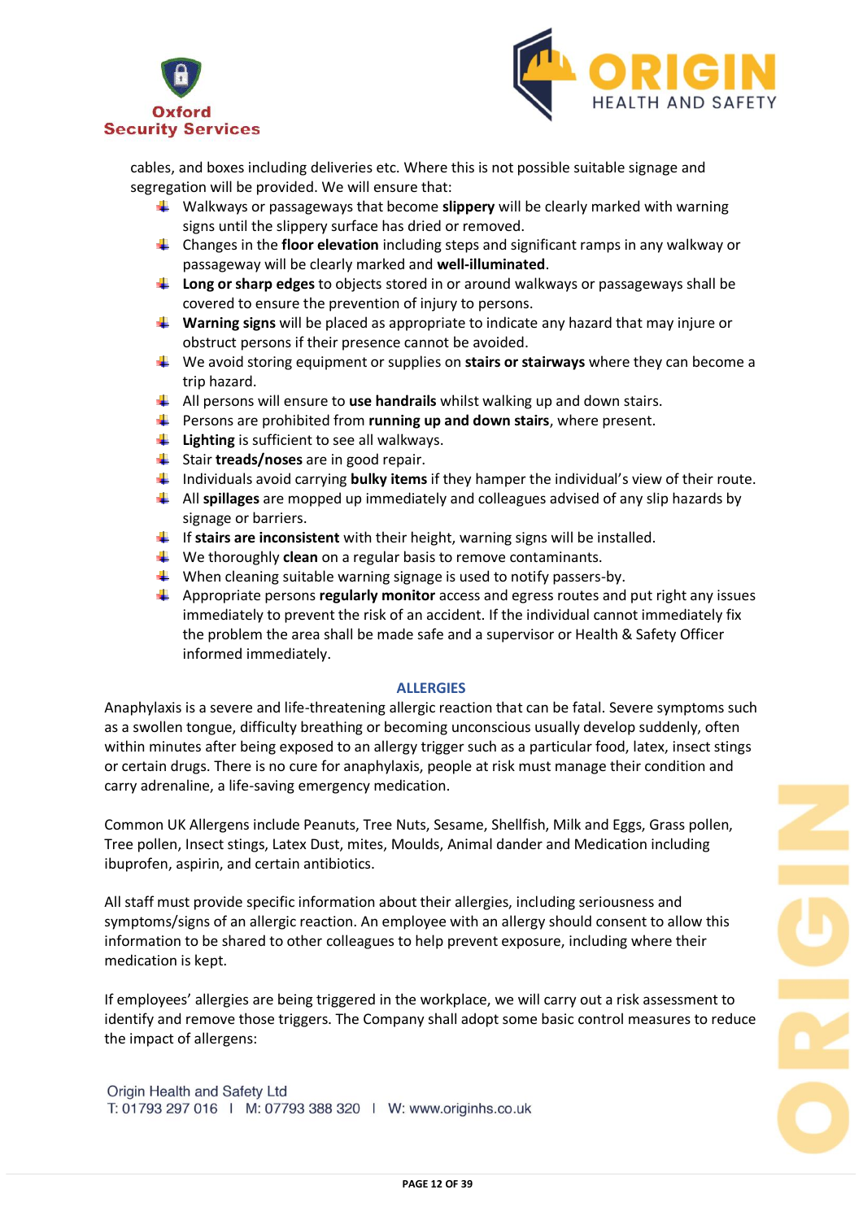cables, and boxes including deliveries etc. Where this is not possible suitable signage and segregation will be provided. We will ensure that:

- Walkways or passageways that become **slippery** will be clearly marked with warning signs until the slippery surface has dried or removed.
- Changes in the **floor elevation** including steps and significant ramps in any walkway or passageway will be clearly marked and **well-illuminated**.
- **Long or sharp edges** to objects stored in or around walkways or passageways shall be covered to ensure the prevention of injury to persons.
- **Warning signs** will be placed as appropriate to indicate any hazard that may injure or obstruct persons if their presence cannot be avoided.
- We avoid storing equipment or supplies on **stairs or stairways** where they can become a trip hazard.
- All persons will ensure to **use handrails** whilst walking up and down stairs.
- Persons are prohibited from **running up and down stairs**, where present.
- **Lighting** is sufficient to see all walkways.
- Stair **treads/noses** are in good repair.
- Individuals avoid carrying **bulky items** if they hamper the individual's view of their route.
- All **spillages** are mopped up immediately and colleagues advised of any slip hazards by signage or barriers.
- If **stairs are inconsistent** with their height, warning signs will be installed.
- We thoroughly **clean** on a regular basis to remove contaminants.
- When cleaning suitable warning signage is used to notify passers-by.
- Appropriate persons **regularly monitor** access and egress routes and put right any issues immediately to prevent the risk of an accident. If the individual cannot immediately fix the problem the area shall be made safe and a supervisor or Health & Safety Officer informed immediately.

## ALLERGIES

Anaphylaxis is a severe and life-threatening allergic reaction that can be fatal. Severe symptoms such as a swollen tongue, difficulty breathing or becoming unconscious usually develop suddenly, often within minutes after being exposed to an allergy trigger such as a particular food, latex, insect stings or certain drugs. There is no cure for anaphylaxis, people at risk must manage their condition and carry adrenaline, a life-saving emergency medication.

Common UK Allergens include Peanuts, Tree Nuts, Sesame, Shellfish, Milk and Eggs, Grass pollen, Tree pollen, Insect stings, Latex Dust, mites, Moulds, Animal dander and Medication including ibuprofen, aspirin, and certain antibiotics.

All staff must provide specific information about their allergies, including seriousness and symptoms/signs of an allergic reaction. An employee with an allergy should consent to allow this information to be shared to other colleagues to help prevent exposure, including where their medication is kept.

If employees' allergies are being triggered in the workplace, we will carry out a risk assessment to identify and remove those triggers. The Company shall adopt some basic control measures to reduce the impact of allergens: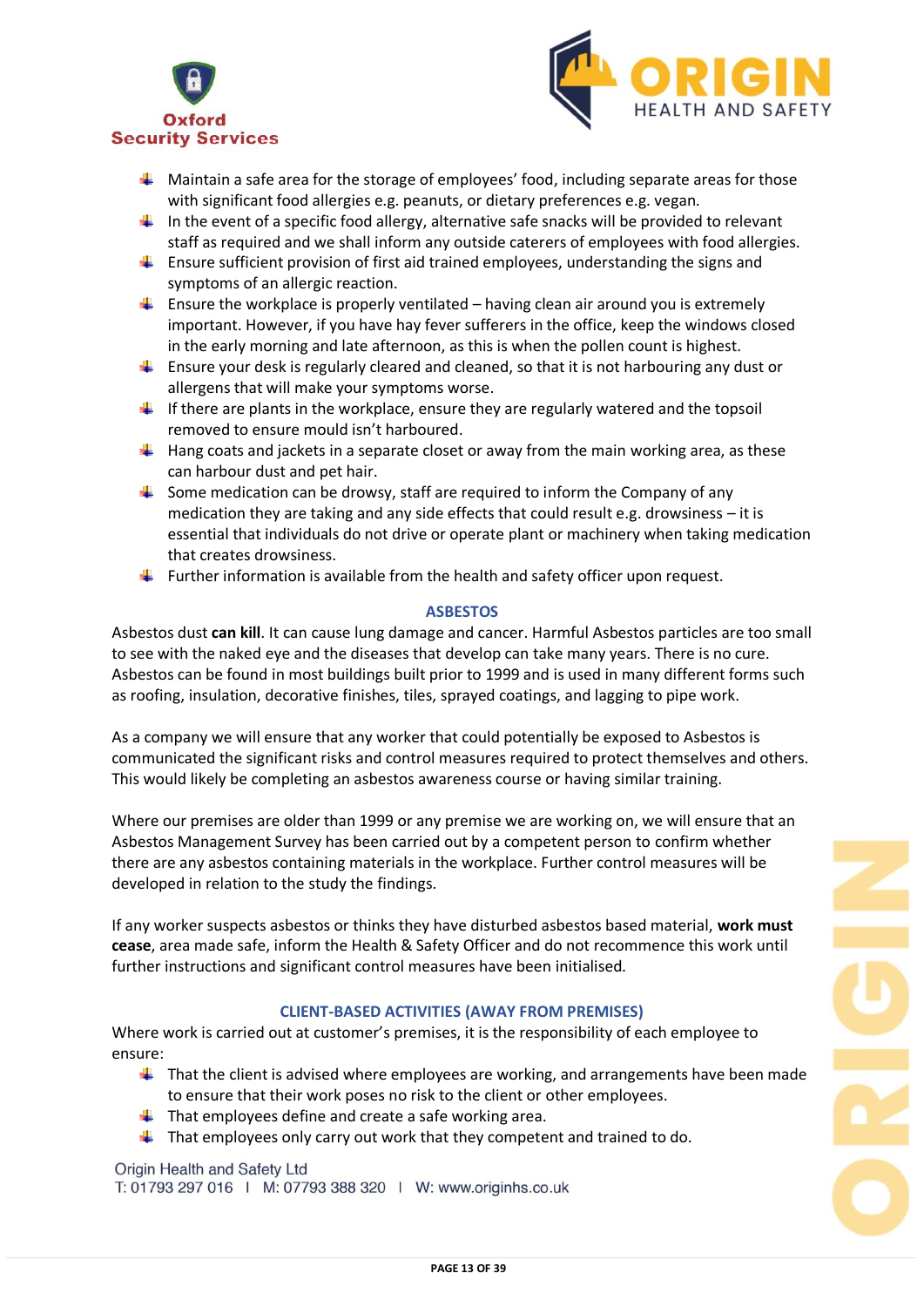- Maintain a safe area for the storage of employees' food, including separate areas for those with significant food allergies e.g. peanuts, or dietary preferences e.g. vegan.
- In the event of a specific food allergy, alternative safe snacks will be provided to relevant staff as required and we shall inform any outside caterers of employees with food allergies.
- Ensure sufficient provision of first aid trained employees, understanding the signs and symptoms of an allergic reaction.
- Ensure the workplace is properly ventilated – having clean air around you is extremely important. However, if you have hay fever sufferers in the office, keep the windows closed in the early morning and late afternoon, as this is when the pollen count is highest.
- Ensure your desk is regularly cleared and cleaned, so that it is not harbouring any dust or allergens that will make your symptoms worse.
- If there are plants in the workplace, ensure they are regularly watered and the topsoil removed to ensure mould isn't harboured.
- Hang coats and jackets in a separate closet or away from the main working area, as these can harbour dust and pet hair.
- Some medication can be drowsy, staff are required to inform the Company of any medication they are taking and any side effects that could result e.g. drowsiness – it is essential that individuals do not drive or operate plant or machinery when taking medication that creates drowsiness.
- Further information is available from the health and safety officer upon request.

## ASBESTOS

Asbestos dust **can kill**. It can cause lung damage and cancer. Harmful Asbestos particles are too small to see with the naked eye and the diseases that develop can take many years. There is no cure. Asbestos can be found in most buildings built prior to 1999 and is used in many different forms such as roofing, insulation, decorative finishes, tiles, sprayed coatings, and lagging to pipe work.

As a company we will ensure that any worker that could potentially be exposed to Asbestos is communicated the significant risks and control measures required to protect themselves and others. This would likely be completing an asbestos awareness course or having similar training.

Where our premises are older than 1999 or any premise we are working on, we will ensure that an Asbestos Management Survey has been carried out by a competent person to confirm whether there are any asbestos containing materials in the workplace. Further control measures will be developed in relation to the study the findings.

If any worker suspects asbestos or thinks they have disturbed asbestos based material, **work must cease**, area made safe, inform the Health & Safety Officer and do not recommence this work until further instructions and significant control measures have been initialised.

## CLIENT-BASED ACTIVITIES (AWAY FROM PREMISES)

Where work is carried out at customer's premises, it is the responsibility of each employee to ensure:

- That the client is advised where employees are working, and arrangements have been made to ensure that their work poses no risk to the client or other employees.
- That employees define and create a safe working area.
- That employees only carry out work that they competent and trained to do.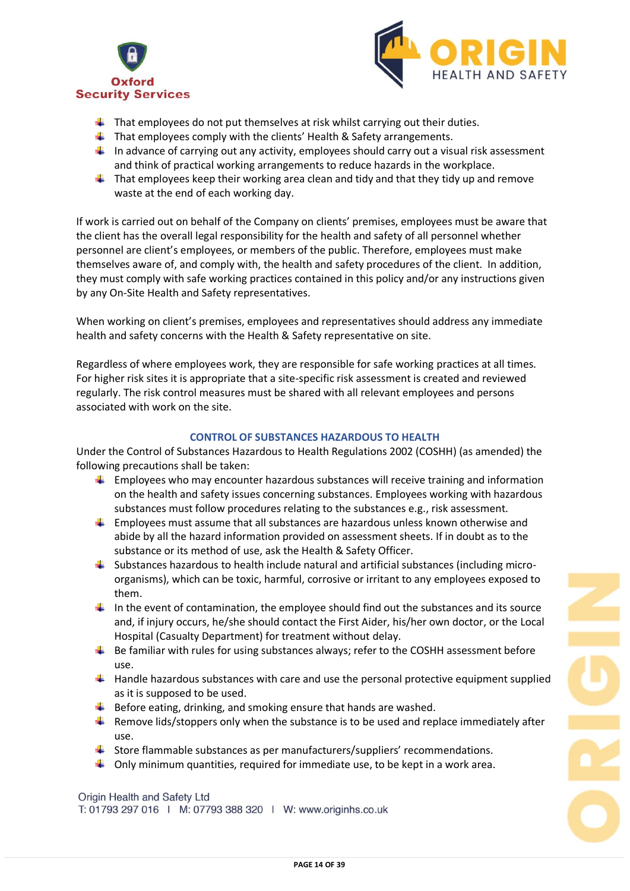- That employees do not put themselves at risk whilst carrying out their duties.
- That employees comply with the clients' Health & Safety arrangements.
- In advance of carrying out any activity, employees should carry out a visual risk assessment and think of practical working arrangements to reduce hazards in the workplace.
- That employees keep their working area clean and tidy and that they tidy up and remove waste at the end of each working day.

If work is carried out on behalf of the Company on clients' premises, employees must be aware that the client has the overall legal responsibility for the health and safety of all personnel whether personnel are client's employees, or members of the public. Therefore, employees must make themselves aware of, and comply with, the health and safety procedures of the client. In addition, they must comply with safe working practices contained in this policy and/or any instructions given by any On-Site Health and Safety representatives.

When working on client's premises, employees and representatives should address any immediate health and safety concerns with the Health & Safety representative on site.

Regardless of where employees work, they are responsible for safe working practices at all times. For higher risk sites it is appropriate that a site-specific risk assessment is created and reviewed regularly. The risk control measures must be shared with all relevant employees and persons associated with work on the site.

## CONTROL OF SUBSTANCES HAZARDOUS TO HEALTH

Under the Control of Substances Hazardous to Health Regulations 2002 (COSHH) (as amended) the following precautions shall be taken:

- Employees who may encounter hazardous substances will receive training and information on the health and safety issues concerning substances. Employees working with hazardous substances must follow procedures relating to the substances e.g., risk assessment.
- Employees must assume that all substances are hazardous unless known otherwise and abide by all the hazard information provided on assessment sheets. If in doubt as to the substance or its method of use, ask the Health & Safety Officer.
- Substances hazardous to health include natural and artificial substances (including micro-organisms), which can be toxic, harmful, corrosive or irritant to any employees exposed to them.
- In the event of contamination, the employee should find out the substances and its source and, if injury occurs, he/she should contact the First Aider, his/her own doctor, or the Local Hospital (Casualty Department) for treatment without delay.
- Be familiar with rules for using substances always; refer to the COSHH assessment before use.
- Handle hazardous substances with care and use the personal protective equipment supplied as it is supposed to be used.
- Before eating, drinking, and smoking ensure that hands are washed.
- Remove lids/stoppers only when the substance is to be used and replace immediately after use.
- Store flammable substances as per manufacturers/suppliers' recommendations.
- Only minimum quantities, required for immediate use, to be kept in a work area.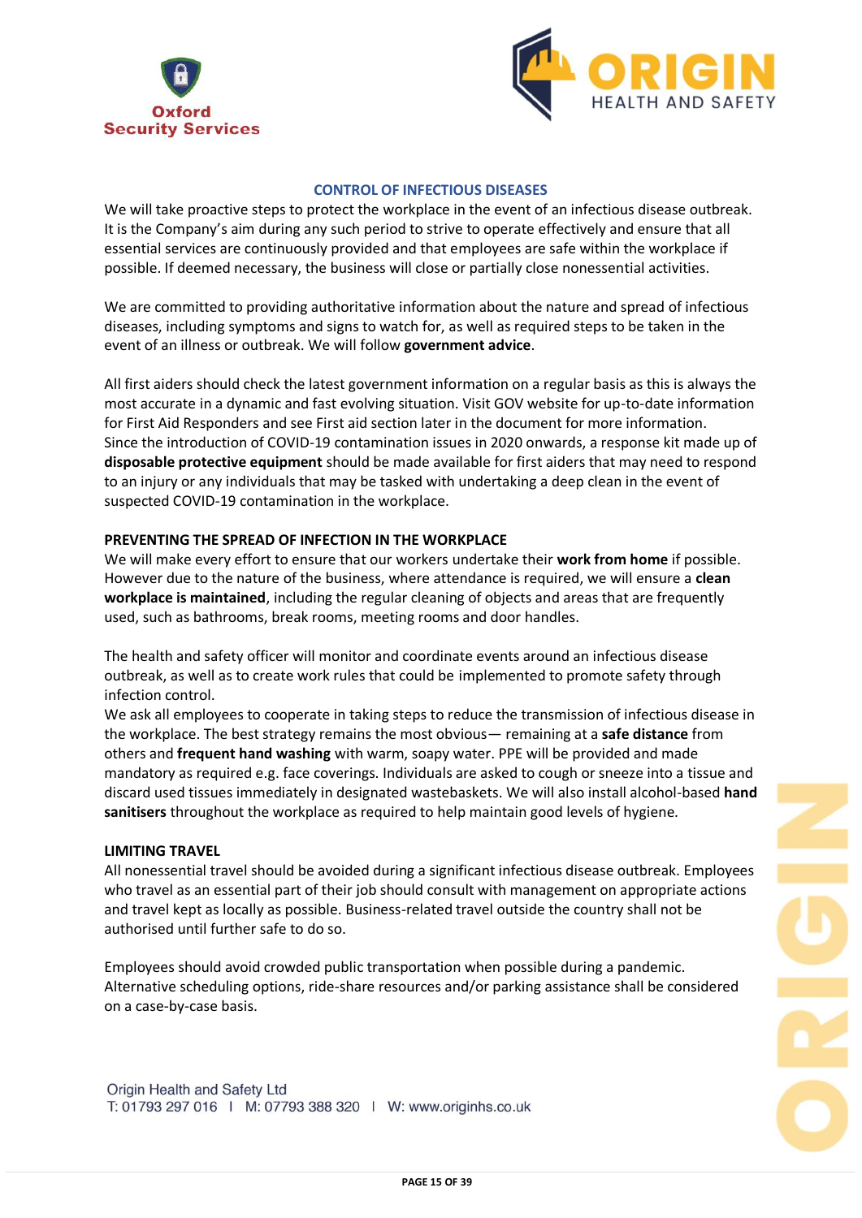## CONTROL OF INFECTIOUS DISEASES

We will take proactive steps to protect the workplace in the event of an infectious disease outbreak. It is the Company's aim during any such period to strive to operate effectively and ensure that all essential services are continuously provided and that employees are safe within the workplace if possible. If deemed necessary, the business will close or partially close nonessential activities.

We are committed to providing authoritative information about the nature and spread of infectious diseases, including symptoms and signs to watch for, as well as required steps to be taken in the event of an illness or outbreak. We will follow **government advice**.

All first aiders should check the latest government information on a regular basis as this is always the most accurate in a dynamic and fast evolving situation. Visit GOV website for up-to-date information for First Aid Responders and see First aid section later in the document for more information.
Since the introduction of COVID-19 contamination issues in 2020 onwards, a response kit made up of **disposable protective equipment** should be made available for first aiders that may need to respond to an injury or any individuals that may be tasked with undertaking a deep clean in the event of suspected COVID-19 contamination in the workplace.

### PREVENTING THE SPREAD OF INFECTION IN THE WORKPLACE

We will make every effort to ensure that our workers undertake their **work from home** if possible. However due to the nature of the business, where attendance is required, we will ensure a **clean workplace is maintained**, including the regular cleaning of objects and areas that are frequently used, such as bathrooms, break rooms, meeting rooms and door handles.

The health and safety officer will monitor and coordinate events around an infectious disease outbreak, as well as to create work rules that could be implemented to promote safety through infection control.
We ask all employees to cooperate in taking steps to reduce the transmission of infectious disease in the workplace. The best strategy remains the most obvious— remaining at a **safe distance** from others and **frequent hand washing** with warm, soapy water. PPE will be provided and made mandatory as required e.g. face coverings. Individuals are asked to cough or sneeze into a tissue and discard used tissues immediately in designated wastebaskets. We will also install alcohol-based **hand sanitisers** throughout the workplace as required to help maintain good levels of hygiene.

### LIMITING TRAVEL

All nonessential travel should be avoided during a significant infectious disease outbreak. Employees who travel as an essential part of their job should consult with management on appropriate actions and travel kept as locally as possible. Business-related travel outside the country shall not be authorised until further safe to do so.

Employees should avoid crowded public transportation when possible during a pandemic. Alternative scheduling options, ride-share resources and/or parking assistance shall be considered on a case-by-case basis.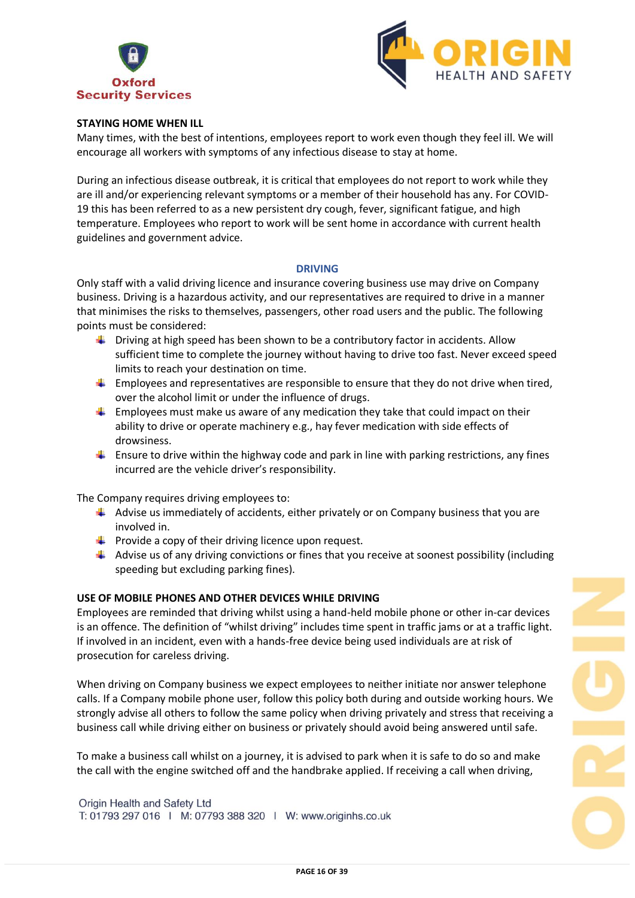**STAYING HOME WHEN ILL**

Many times, with the best of intentions, employees report to work even though they feel ill. We will encourage all workers with symptoms of any infectious disease to stay at home.

During an infectious disease outbreak, it is critical that employees do not report to work while they are ill and/or experiencing relevant symptoms or a member of their household has any. For COVID-19 this has been referred to as a new persistent dry cough, fever, significant fatigue, and high temperature. Employees who report to work will be sent home in accordance with current health guidelines and government advice.

## DRIVING

Only staff with a valid driving licence and insurance covering business use may drive on Company business. Driving is a hazardous activity, and our representatives are required to drive in a manner that minimises the risks to themselves, passengers, other road users and the public. The following points must be considered:

- Driving at high speed has been shown to be a contributory factor in accidents. Allow sufficient time to complete the journey without having to drive too fast. Never exceed speed limits to reach your destination on time.
- Employees and representatives are responsible to ensure that they do not drive when tired, over the alcohol limit or under the influence of drugs.
- Employees must make us aware of any medication they take that could impact on their ability to drive or operate machinery e.g., hay fever medication with side effects of drowsiness.
- Ensure to drive within the highway code and park in line with parking restrictions, any fines incurred are the vehicle driver's responsibility.

The Company requires driving employees to:

- Advise us immediately of accidents, either privately or on Company business that you are involved in.
- Provide a copy of their driving licence upon request.
- Advise us of any driving convictions or fines that you receive at soonest possibility (including speeding but excluding parking fines).

**USE OF MOBILE PHONES AND OTHER DEVICES WHILE DRIVING**

Employees are reminded that driving whilst using a hand-held mobile phone or other in-car devices is an offence. The definition of "whilst driving" includes time spent in traffic jams or at a traffic light. If involved in an incident, even with a hands-free device being used individuals are at risk of prosecution for careless driving.

When driving on Company business we expect employees to neither initiate nor answer telephone calls. If a Company mobile phone user, follow this policy both during and outside working hours. We strongly advise all others to follow the same policy when driving privately and stress that receiving a business call while driving either on business or privately should avoid being answered until safe.

To make a business call whilst on a journey, it is advised to park when it is safe to do so and make the call with the engine switched off and the handbrake applied. If receiving a call when driving,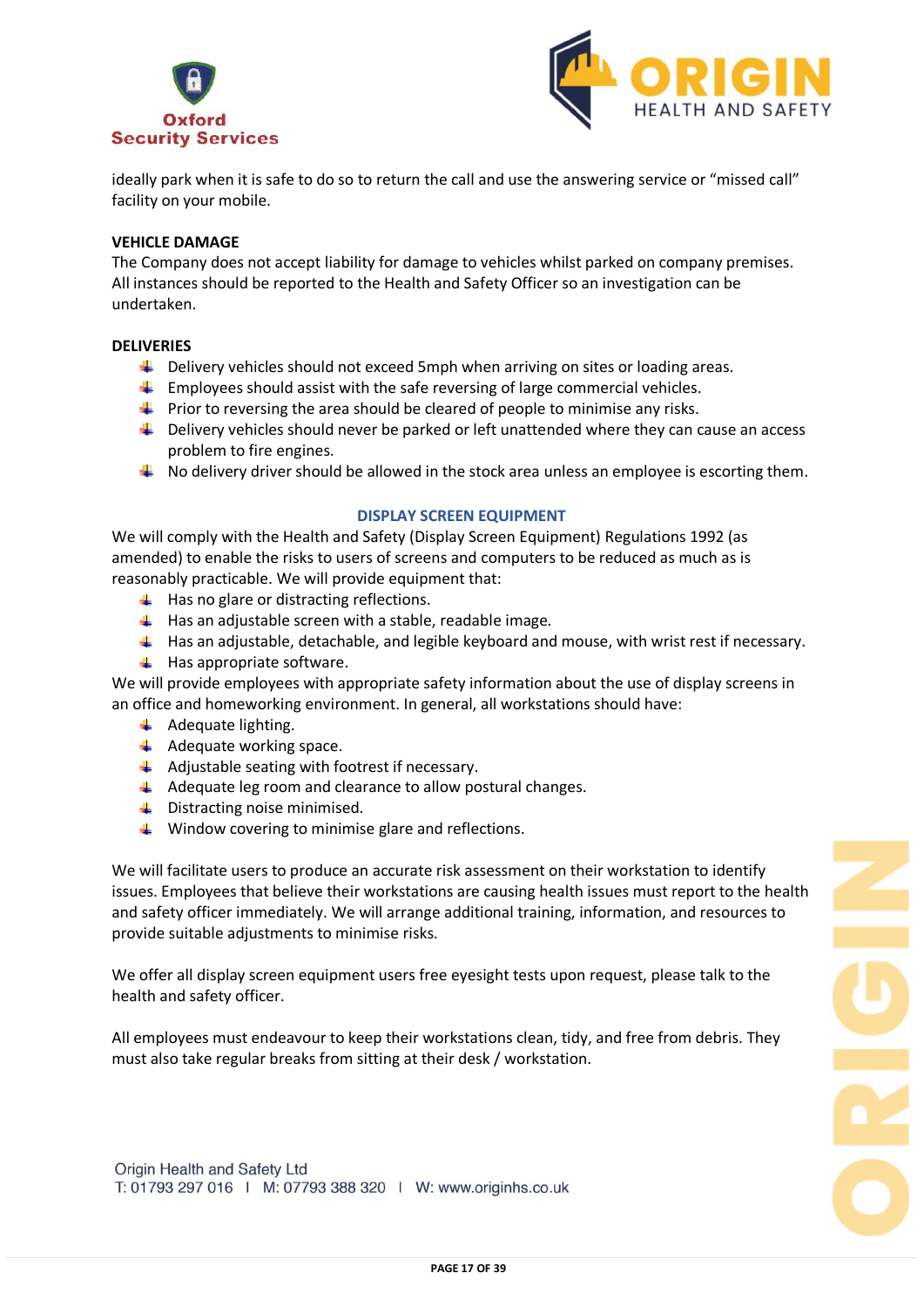ideally park when it is safe to do so to return the call and use the answering service or "missed call" facility on your mobile.

**VEHICLE DAMAGE**

The Company does not accept liability for damage to vehicles whilst parked on company premises. All instances should be reported to the Health and Safety Officer so an investigation can be undertaken.

**DELIVERIES**

- Delivery vehicles should not exceed 5mph when arriving on sites or loading areas.
- Employees should assist with the safe reversing of large commercial vehicles.
- Prior to reversing the area should be cleared of people to minimise any risks.
- Delivery vehicles should never be parked or left unattended where they can cause an access problem to fire engines.
- No delivery driver should be allowed in the stock area unless an employee is escorting them.

## DISPLAY SCREEN EQUIPMENT

We will comply with the Health and Safety (Display Screen Equipment) Regulations 1992 (as amended) to enable the risks to users of screens and computers to be reduced as much as is reasonably practicable. We will provide equipment that:

- Has no glare or distracting reflections.
- Has an adjustable screen with a stable, readable image.
- Has an adjustable, detachable, and legible keyboard and mouse, with wrist rest if necessary.
- Has appropriate software.

We will provide employees with appropriate safety information about the use of display screens in an office and homeworking environment. In general, all workstations should have:

- Adequate lighting.
- Adequate working space.
- Adjustable seating with footrest if necessary.
- Adequate leg room and clearance to allow postural changes.
- Distracting noise minimised.
- Window covering to minimise glare and reflections.

We will facilitate users to produce an accurate risk assessment on their workstation to identify issues. Employees that believe their workstations are causing health issues must report to the health and safety officer immediately. We will arrange additional training, information, and resources to provide suitable adjustments to minimise risks.

We offer all display screen equipment users free eyesight tests upon request, please talk to the health and safety officer.

All employees must endeavour to keep their workstations clean, tidy, and free from debris. They must also take regular breaks from sitting at their desk / workstation.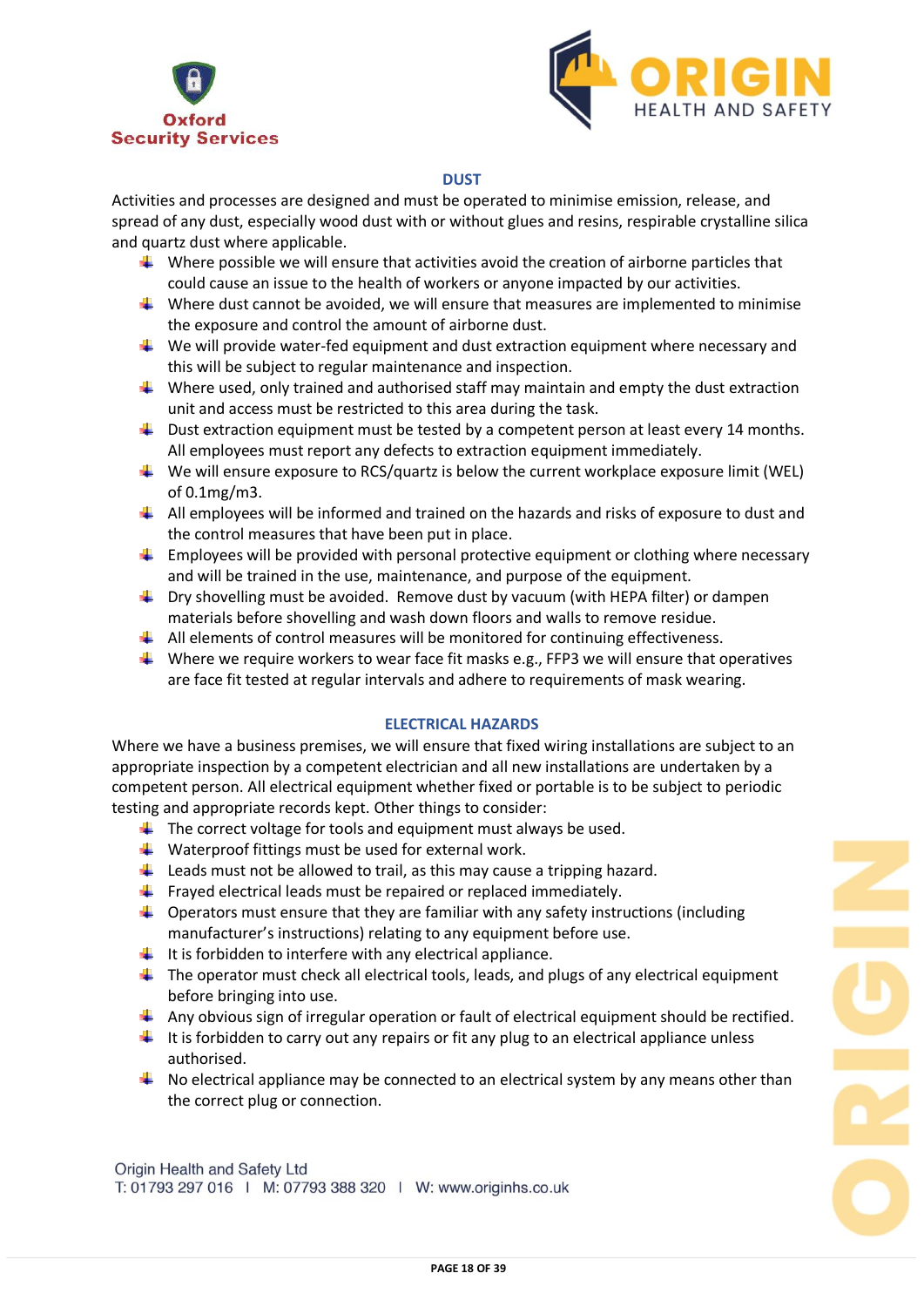## DUST

Activities and processes are designed and must be operated to minimise emission, release, and spread of any dust, especially wood dust with or without glues and resins, respirable crystalline silica and quartz dust where applicable.

- Where possible we will ensure that activities avoid the creation of airborne particles that could cause an issue to the health of workers or anyone impacted by our activities.
- Where dust cannot be avoided, we will ensure that measures are implemented to minimise the exposure and control the amount of airborne dust.
- We will provide water-fed equipment and dust extraction equipment where necessary and this will be subject to regular maintenance and inspection.
- Where used, only trained and authorised staff may maintain and empty the dust extraction unit and access must be restricted to this area during the task.
- Dust extraction equipment must be tested by a competent person at least every 14 months. All employees must report any defects to extraction equipment immediately.
- We will ensure exposure to RCS/quartz is below the current workplace exposure limit (WEL) of 0.1mg/m3.
- All employees will be informed and trained on the hazards and risks of exposure to dust and the control measures that have been put in place.
- Employees will be provided with personal protective equipment or clothing where necessary and will be trained in the use, maintenance, and purpose of the equipment.
- Dry shovelling must be avoided. Remove dust by vacuum (with HEPA filter) or dampen materials before shovelling and wash down floors and walls to remove residue.
- All elements of control measures will be monitored for continuing effectiveness.
- Where we require workers to wear face fit masks e.g., FFP3 we will ensure that operatives are face fit tested at regular intervals and adhere to requirements of mask wearing.

## ELECTRICAL HAZARDS

Where we have a business premises, we will ensure that fixed wiring installations are subject to an appropriate inspection by a competent electrician and all new installations are undertaken by a competent person. All electrical equipment whether fixed or portable is to be subject to periodic testing and appropriate records kept. Other things to consider:

- The correct voltage for tools and equipment must always be used.
- Waterproof fittings must be used for external work.
- Leads must not be allowed to trail, as this may cause a tripping hazard.
- Frayed electrical leads must be repaired or replaced immediately.
- Operators must ensure that they are familiar with any safety instructions (including manufacturer's instructions) relating to any equipment before use.
- It is forbidden to interfere with any electrical appliance.
- The operator must check all electrical tools, leads, and plugs of any electrical equipment before bringing into use.
- Any obvious sign of irregular operation or fault of electrical equipment should be rectified.
- It is forbidden to carry out any repairs or fit any plug to an electrical appliance unless authorised.
- No electrical appliance may be connected to an electrical system by any means other than the correct plug or connection.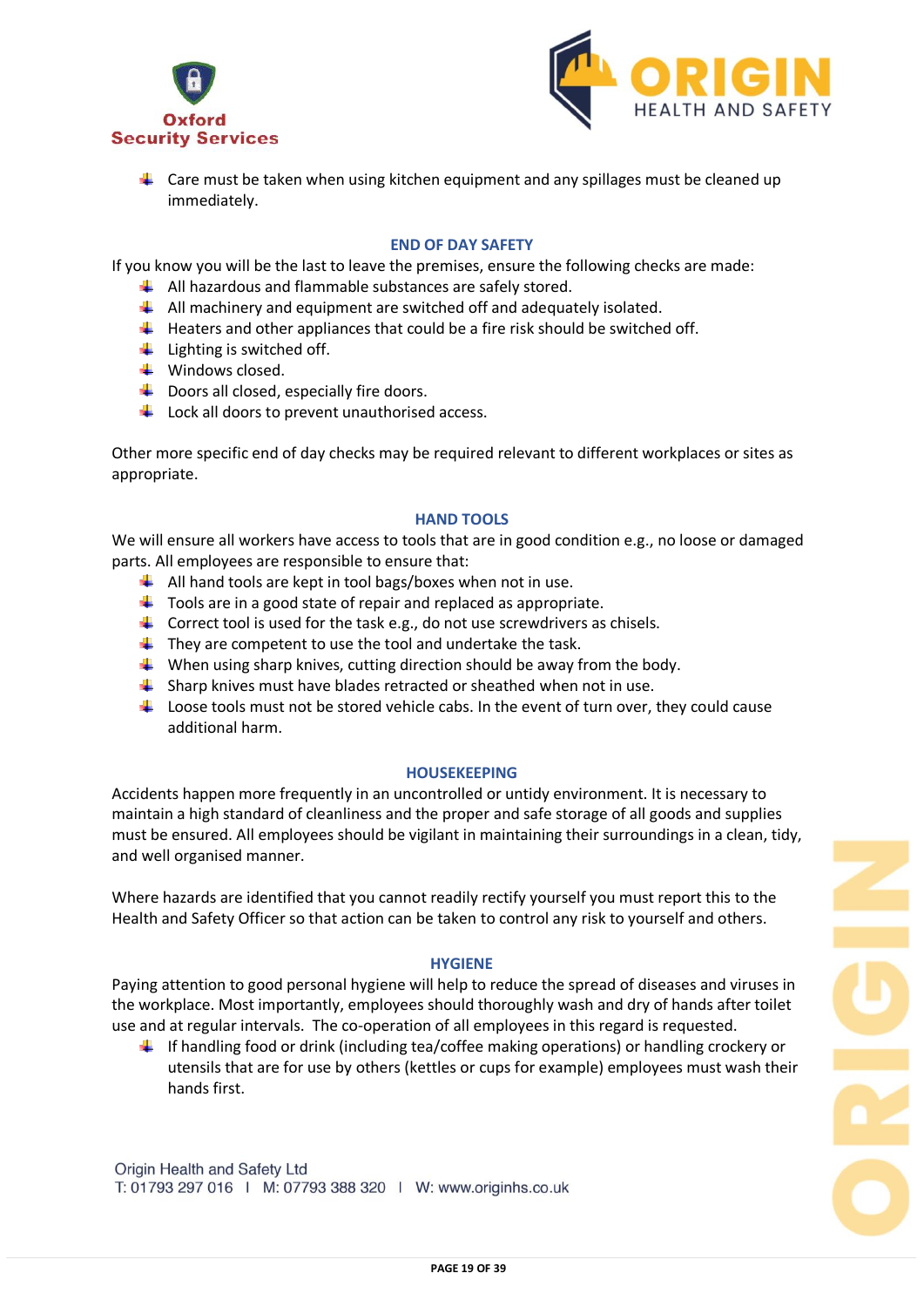- Care must be taken when using kitchen equipment and any spillages must be cleaned up immediately.

## END OF DAY SAFETY

If you know you will be the last to leave the premises, ensure the following checks are made:

- All hazardous and flammable substances are safely stored.
- All machinery and equipment are switched off and adequately isolated.
- Heaters and other appliances that could be a fire risk should be switched off.
- Lighting is switched off.
- Windows closed.
- Doors all closed, especially fire doors.
- Lock all doors to prevent unauthorised access.

Other more specific end of day checks may be required relevant to different workplaces or sites as appropriate.

## HAND TOOLS

We will ensure all workers have access to tools that are in good condition e.g., no loose or damaged parts. All employees are responsible to ensure that:

- All hand tools are kept in tool bags/boxes when not in use.
- Tools are in a good state of repair and replaced as appropriate.
- Correct tool is used for the task e.g., do not use screwdrivers as chisels.
- They are competent to use the tool and undertake the task.
- When using sharp knives, cutting direction should be away from the body.
- Sharp knives must have blades retracted or sheathed when not in use.
- Loose tools must not be stored vehicle cabs. In the event of turn over, they could cause additional harm.

## HOUSEKEEPING

Accidents happen more frequently in an uncontrolled or untidy environment. It is necessary to maintain a high standard of cleanliness and the proper and safe storage of all goods and supplies must be ensured. All employees should be vigilant in maintaining their surroundings in a clean, tidy, and well organised manner.

Where hazards are identified that you cannot readily rectify yourself you must report this to the Health and Safety Officer so that action can be taken to control any risk to yourself and others.

## HYGIENE

Paying attention to good personal hygiene will help to reduce the spread of diseases and viruses in the workplace. Most importantly, employees should thoroughly wash and dry of hands after toilet use and at regular intervals. The co-operation of all employees in this regard is requested.

- If handling food or drink (including tea/coffee making operations) or handling crockery or utensils that are for use by others (kettles or cups for example) employees must wash their hands first.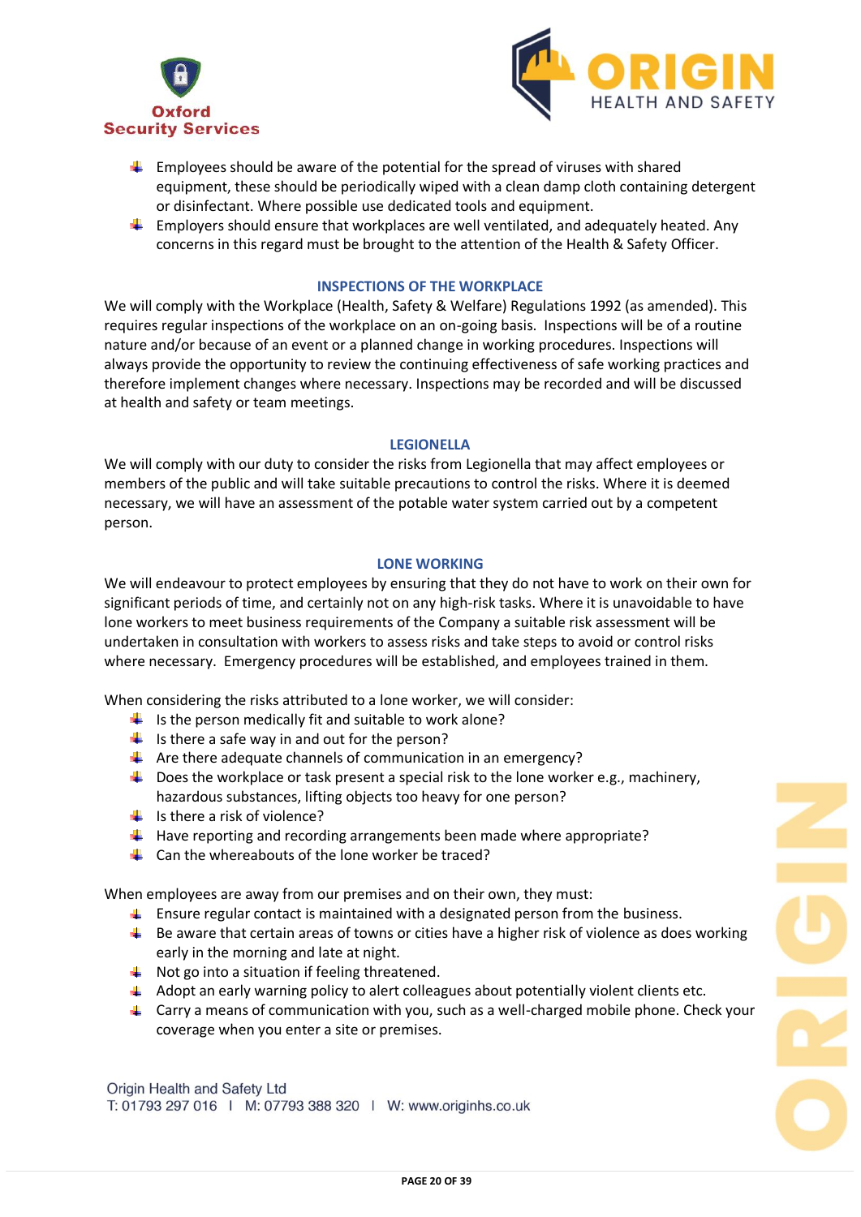- Employees should be aware of the potential for the spread of viruses with shared equipment, these should be periodically wiped with a clean damp cloth containing detergent or disinfectant. Where possible use dedicated tools and equipment.
- Employers should ensure that workplaces are well ventilated, and adequately heated. Any concerns in this regard must be brought to the attention of the Health & Safety Officer.

## INSPECTIONS OF THE WORKPLACE

We will comply with the Workplace (Health, Safety & Welfare) Regulations 1992 (as amended). This requires regular inspections of the workplace on an on-going basis. Inspections will be of a routine nature and/or because of an event or a planned change in working procedures. Inspections will always provide the opportunity to review the continuing effectiveness of safe working practices and therefore implement changes where necessary. Inspections may be recorded and will be discussed at health and safety or team meetings.

## LEGIONELLA

We will comply with our duty to consider the risks from Legionella that may affect employees or members of the public and will take suitable precautions to control the risks. Where it is deemed necessary, we will have an assessment of the potable water system carried out by a competent person.

## LONE WORKING

We will endeavour to protect employees by ensuring that they do not have to work on their own for significant periods of time, and certainly not on any high-risk tasks. Where it is unavoidable to have lone workers to meet business requirements of the Company a suitable risk assessment will be undertaken in consultation with workers to assess risks and take steps to avoid or control risks where necessary. Emergency procedures will be established, and employees trained in them.

When considering the risks attributed to a lone worker, we will consider:

- Is the person medically fit and suitable to work alone?
- Is there a safe way in and out for the person?
- Are there adequate channels of communication in an emergency?
- Does the workplace or task present a special risk to the lone worker e.g., machinery, hazardous substances, lifting objects too heavy for one person?
- Is there a risk of violence?
- Have reporting and recording arrangements been made where appropriate?
- Can the whereabouts of the lone worker be traced?

When employees are away from our premises and on their own, they must:

- Ensure regular contact is maintained with a designated person from the business.
- Be aware that certain areas of towns or cities have a higher risk of violence as does working early in the morning and late at night.
- Not go into a situation if feeling threatened.
- Adopt an early warning policy to alert colleagues about potentially violent clients etc.
- Carry a means of communication with you, such as a well-charged mobile phone. Check your coverage when you enter a site or premises.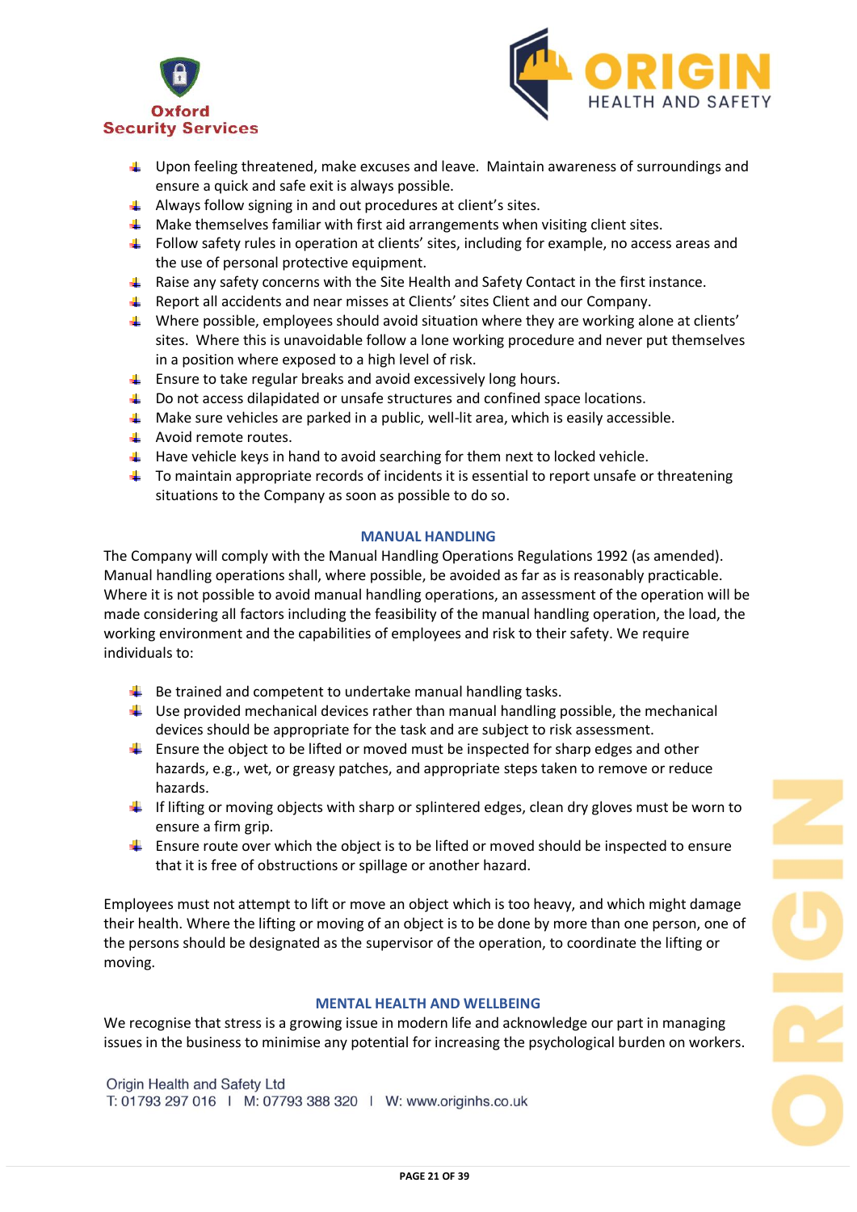- Upon feeling threatened, make excuses and leave. Maintain awareness of surroundings and ensure a quick and safe exit is always possible.
- Always follow signing in and out procedures at client's sites.
- Make themselves familiar with first aid arrangements when visiting client sites.
- Follow safety rules in operation at clients' sites, including for example, no access areas and the use of personal protective equipment.
- Raise any safety concerns with the Site Health and Safety Contact in the first instance.
- Report all accidents and near misses at Clients' sites Client and our Company.
- Where possible, employees should avoid situation where they are working alone at clients' sites. Where this is unavoidable follow a lone working procedure and never put themselves in a position where exposed to a high level of risk.
- Ensure to take regular breaks and avoid excessively long hours.
- Do not access dilapidated or unsafe structures and confined space locations.
- Make sure vehicles are parked in a public, well-lit area, which is easily accessible.
- Avoid remote routes.
- Have vehicle keys in hand to avoid searching for them next to locked vehicle.
- To maintain appropriate records of incidents it is essential to report unsafe or threatening situations to the Company as soon as possible to do so.

## MANUAL HANDLING

The Company will comply with the Manual Handling Operations Regulations 1992 (as amended). Manual handling operations shall, where possible, be avoided as far as is reasonably practicable. Where it is not possible to avoid manual handling operations, an assessment of the operation will be made considering all factors including the feasibility of the manual handling operation, the load, the working environment and the capabilities of employees and risk to their safety. We require individuals to:

- Be trained and competent to undertake manual handling tasks.
- Use provided mechanical devices rather than manual handling possible, the mechanical devices should be appropriate for the task and are subject to risk assessment.
- Ensure the object to be lifted or moved must be inspected for sharp edges and other hazards, e.g., wet, or greasy patches, and appropriate steps taken to remove or reduce hazards.
- If lifting or moving objects with sharp or splintered edges, clean dry gloves must be worn to ensure a firm grip.
- Ensure route over which the object is to be lifted or moved should be inspected to ensure that it is free of obstructions or spillage or another hazard.

Employees must not attempt to lift or move an object which is too heavy, and which might damage their health. Where the lifting or moving of an object is to be done by more than one person, one of the persons should be designated as the supervisor of the operation, to coordinate the lifting or moving.

## MENTAL HEALTH AND WELLBEING

We recognise that stress is a growing issue in modern life and acknowledge our part in managing issues in the business to minimise any potential for increasing the psychological burden on workers.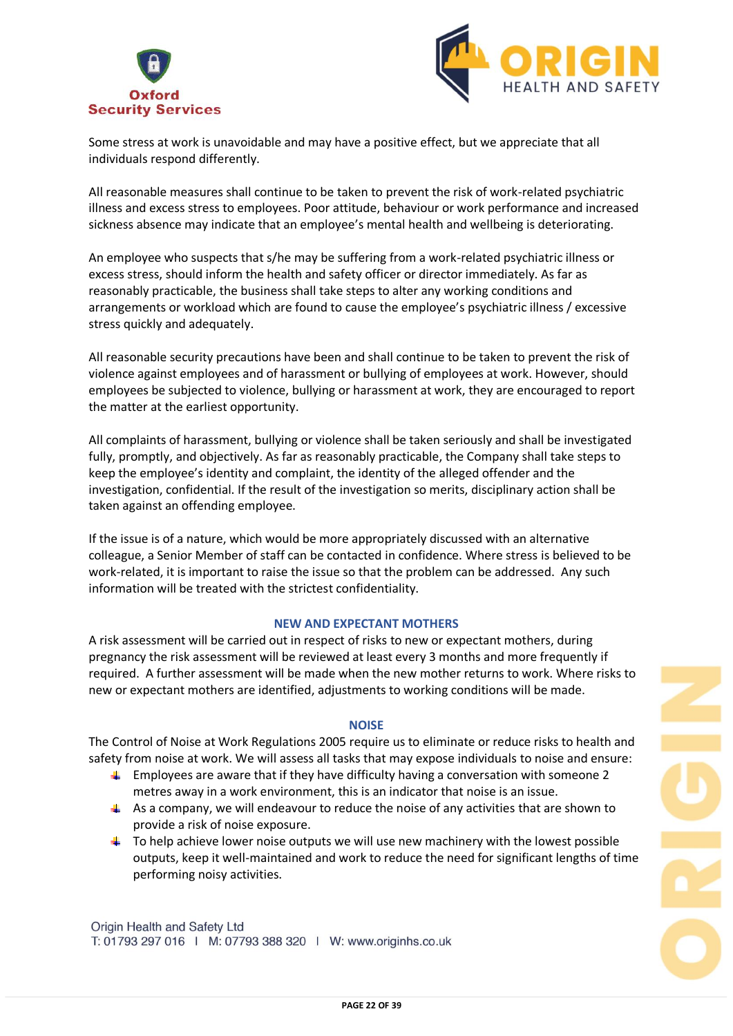Some stress at work is unavoidable and may have a positive effect, but we appreciate that all individuals respond differently.

All reasonable measures shall continue to be taken to prevent the risk of work-related psychiatric illness and excess stress to employees. Poor attitude, behaviour or work performance and increased sickness absence may indicate that an employee's mental health and wellbeing is deteriorating.

An employee who suspects that s/he may be suffering from a work-related psychiatric illness or excess stress, should inform the health and safety officer or director immediately. As far as reasonably practicable, the business shall take steps to alter any working conditions and arrangements or workload which are found to cause the employee's psychiatric illness / excessive stress quickly and adequately.

All reasonable security precautions have been and shall continue to be taken to prevent the risk of violence against employees and of harassment or bullying of employees at work. However, should employees be subjected to violence, bullying or harassment at work, they are encouraged to report the matter at the earliest opportunity.

All complaints of harassment, bullying or violence shall be taken seriously and shall be investigated fully, promptly, and objectively. As far as reasonably practicable, the Company shall take steps to keep the employee's identity and complaint, the identity of the alleged offender and the investigation, confidential. If the result of the investigation so merits, disciplinary action shall be taken against an offending employee.

If the issue is of a nature, which would be more appropriately discussed with an alternative colleague, a Senior Member of staff can be contacted in confidence. Where stress is believed to be work-related, it is important to raise the issue so that the problem can be addressed. Any such information will be treated with the strictest confidentiality.

## NEW AND EXPECTANT MOTHERS

A risk assessment will be carried out in respect of risks to new or expectant mothers, during pregnancy the risk assessment will be reviewed at least every 3 months and more frequently if required. A further assessment will be made when the new mother returns to work. Where risks to new or expectant mothers are identified, adjustments to working conditions will be made.

## NOISE

The Control of Noise at Work Regulations 2005 require us to eliminate or reduce risks to health and safety from noise at work. We will assess all tasks that may expose individuals to noise and ensure:

- Employees are aware that if they have difficulty having a conversation with someone 2 metres away in a work environment, this is an indicator that noise is an issue.
- As a company, we will endeavour to reduce the noise of any activities that are shown to provide a risk of noise exposure.
- To help achieve lower noise outputs we will use new machinery with the lowest possible outputs, keep it well-maintained and work to reduce the need for significant lengths of time performing noisy activities.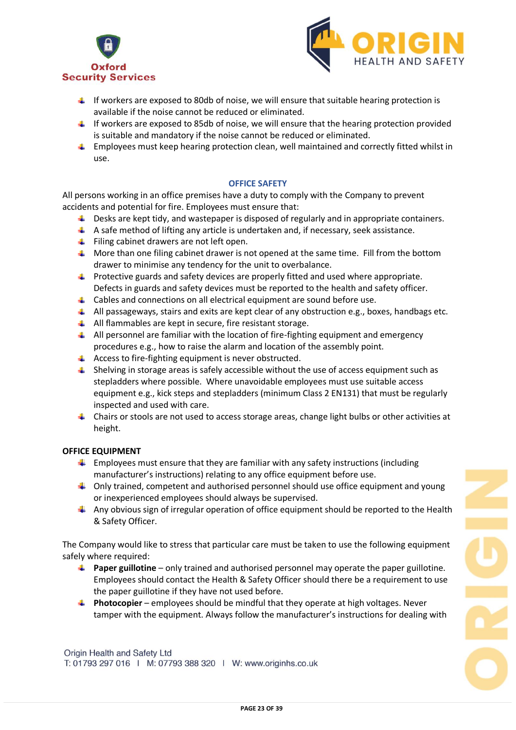- If workers are exposed to 80db of noise, we will ensure that suitable hearing protection is available if the noise cannot be reduced or eliminated.
- If workers are exposed to 85db of noise, we will ensure that the hearing protection provided is suitable and mandatory if the noise cannot be reduced or eliminated.
- Employees must keep hearing protection clean, well maintained and correctly fitted whilst in use.

## OFFICE SAFETY

All persons working in an office premises have a duty to comply with the Company to prevent accidents and potential for fire. Employees must ensure that:

- Desks are kept tidy, and wastepaper is disposed of regularly and in appropriate containers.
- A safe method of lifting any article is undertaken and, if necessary, seek assistance.
- Filing cabinet drawers are not left open.
- More than one filing cabinet drawer is not opened at the same time. Fill from the bottom drawer to minimise any tendency for the unit to overbalance.
- Protective guards and safety devices are properly fitted and used where appropriate. Defects in guards and safety devices must be reported to the health and safety officer.
- Cables and connections on all electrical equipment are sound before use.
- All passageways, stairs and exits are kept clear of any obstruction e.g., boxes, handbags etc.
- All flammables are kept in secure, fire resistant storage.
- All personnel are familiar with the location of fire-fighting equipment and emergency procedures e.g., how to raise the alarm and location of the assembly point.
- Access to fire-fighting equipment is never obstructed.
- Shelving in storage areas is safely accessible without the use of access equipment such as stepladders where possible. Where unavoidable employees must use suitable access equipment e.g., kick steps and stepladders (minimum Class 2 EN131) that must be regularly inspected and used with care.
- Chairs or stools are not used to access storage areas, change light bulbs or other activities at height.

### OFFICE EQUIPMENT

- Employees must ensure that they are familiar with any safety instructions (including manufacturer's instructions) relating to any office equipment before use.
- Only trained, competent and authorised personnel should use office equipment and young or inexperienced employees should always be supervised.
- Any obvious sign of irregular operation of office equipment should be reported to the Health & Safety Officer.

The Company would like to stress that particular care must be taken to use the following equipment safely where required:

- **Paper guillotine** – only trained and authorised personnel may operate the paper guillotine. Employees should contact the Health & Safety Officer should there be a requirement to use the paper guillotine if they have not used before.
- **Photocopier** – employees should be mindful that they operate at high voltages. Never tamper with the equipment. Always follow the manufacturer's instructions for dealing with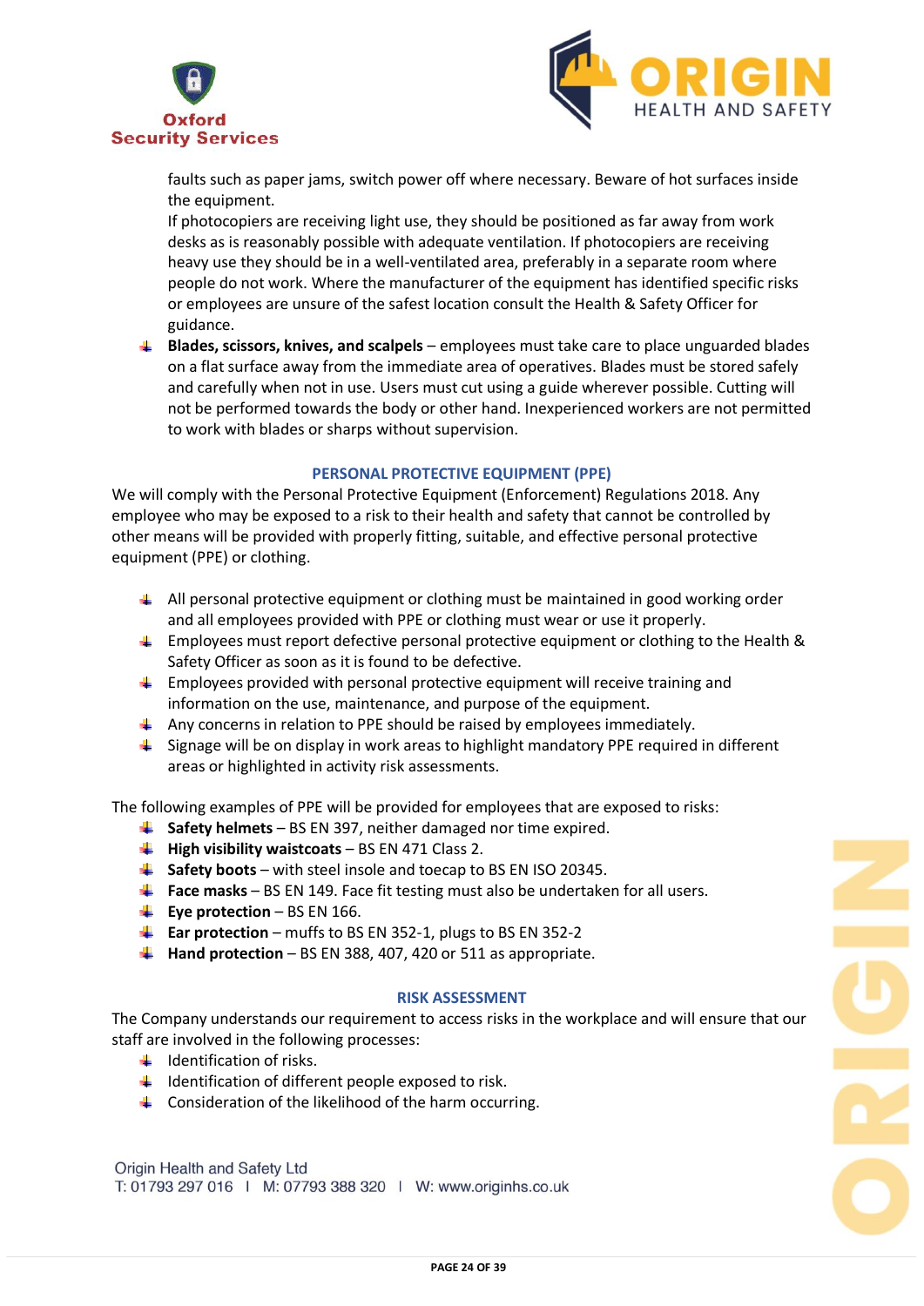faults such as paper jams, switch power off where necessary. Beware of hot surfaces inside the equipment.
If photocopiers are receiving light use, they should be positioned as far away from work desks as is reasonably possible with adequate ventilation. If photocopiers are receiving heavy use they should be in a well-ventilated area, preferably in a separate room where people do not work. Where the manufacturer of the equipment has identified specific risks or employees are unsure of the safest location consult the Health & Safety Officer for guidance.

- **Blades, scissors, knives, and scalpels** – employees must take care to place unguarded blades on a flat surface away from the immediate area of operatives. Blades must be stored safely and carefully when not in use. Users must cut using a guide wherever possible. Cutting will not be performed towards the body or other hand. Inexperienced workers are not permitted to work with blades or sharps without supervision.

## PERSONAL PROTECTIVE EQUIPMENT (PPE)

We will comply with the Personal Protective Equipment (Enforcement) Regulations 2018. Any employee who may be exposed to a risk to their health and safety that cannot be controlled by other means will be provided with properly fitting, suitable, and effective personal protective equipment (PPE) or clothing.

- All personal protective equipment or clothing must be maintained in good working order and all employees provided with PPE or clothing must wear or use it properly.
- Employees must report defective personal protective equipment or clothing to the Health & Safety Officer as soon as it is found to be defective.
- Employees provided with personal protective equipment will receive training and information on the use, maintenance, and purpose of the equipment.
- Any concerns in relation to PPE should be raised by employees immediately.
- Signage will be on display in work areas to highlight mandatory PPE required in different areas or highlighted in activity risk assessments.

The following examples of PPE will be provided for employees that are exposed to risks:

- **Safety helmets** – BS EN 397, neither damaged nor time expired.
- **High visibility waistcoats** – BS EN 471 Class 2.
- **Safety boots** – with steel insole and toecap to BS EN ISO 20345.
- **Face masks** – BS EN 149. Face fit testing must also be undertaken for all users.
- **Eye protection** – BS EN 166.
- **Ear protection** – muffs to BS EN 352-1, plugs to BS EN 352-2
- **Hand protection** – BS EN 388, 407, 420 or 511 as appropriate.

## RISK ASSESSMENT

The Company understands our requirement to access risks in the workplace and will ensure that our staff are involved in the following processes:

- Identification of risks.
- Identification of different people exposed to risk.
- Consideration of the likelihood of the harm occurring.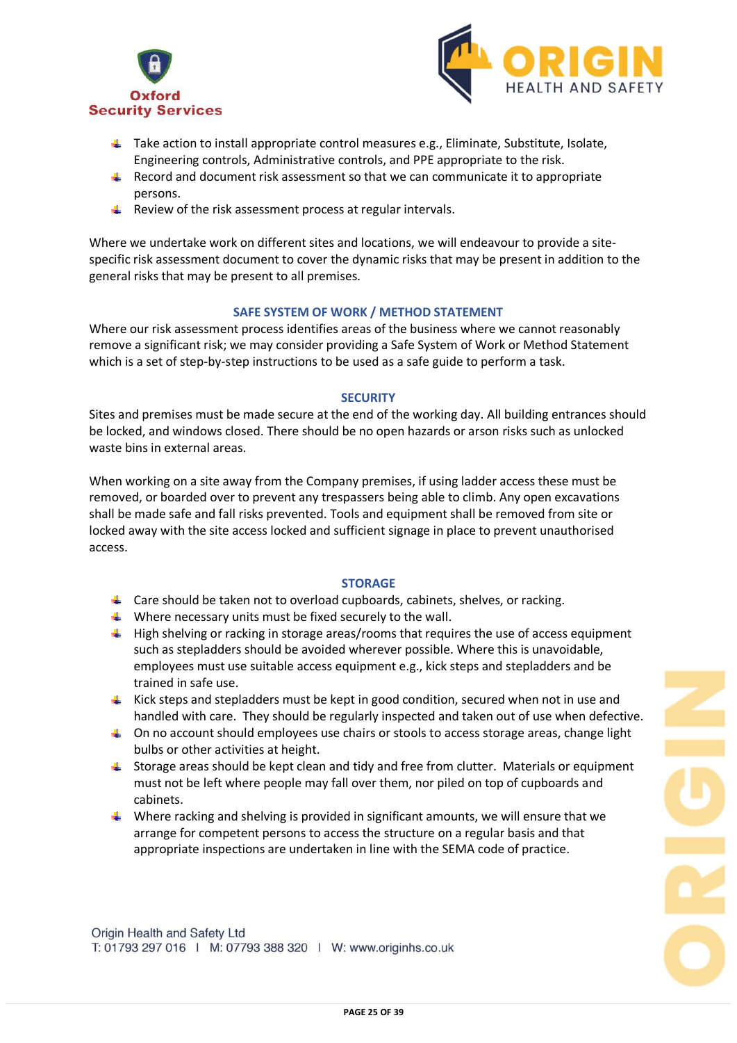- Take action to install appropriate control measures e.g., Eliminate, Substitute, Isolate, Engineering controls, Administrative controls, and PPE appropriate to the risk.
- Record and document risk assessment so that we can communicate it to appropriate persons.
- Review of the risk assessment process at regular intervals.

Where we undertake work on different sites and locations, we will endeavour to provide a site-specific risk assessment document to cover the dynamic risks that may be present in addition to the general risks that may be present to all premises.

## SAFE SYSTEM OF WORK / METHOD STATEMENT

Where our risk assessment process identifies areas of the business where we cannot reasonably remove a significant risk; we may consider providing a Safe System of Work or Method Statement which is a set of step-by-step instructions to be used as a safe guide to perform a task.

## SECURITY

Sites and premises must be made secure at the end of the working day. All building entrances should be locked, and windows closed. There should be no open hazards or arson risks such as unlocked waste bins in external areas.

When working on a site away from the Company premises, if using ladder access these must be removed, or boarded over to prevent any trespassers being able to climb. Any open excavations shall be made safe and fall risks prevented. Tools and equipment shall be removed from site or locked away with the site access locked and sufficient signage in place to prevent unauthorised access.

## STORAGE

- Care should be taken not to overload cupboards, cabinets, shelves, or racking.
- Where necessary units must be fixed securely to the wall.
- High shelving or racking in storage areas/rooms that requires the use of access equipment such as stepladders should be avoided wherever possible. Where this is unavoidable, employees must use suitable access equipment e.g., kick steps and stepladders and be trained in safe use.
- Kick steps and stepladders must be kept in good condition, secured when not in use and handled with care. They should be regularly inspected and taken out of use when defective.
- On no account should employees use chairs or stools to access storage areas, change light bulbs or other activities at height.
- Storage areas should be kept clean and tidy and free from clutter. Materials or equipment must not be left where people may fall over them, nor piled on top of cupboards and cabinets.
- Where racking and shelving is provided in significant amounts, we will ensure that we arrange for competent persons to access the structure on a regular basis and that appropriate inspections are undertaken in line with the SEMA code of practice.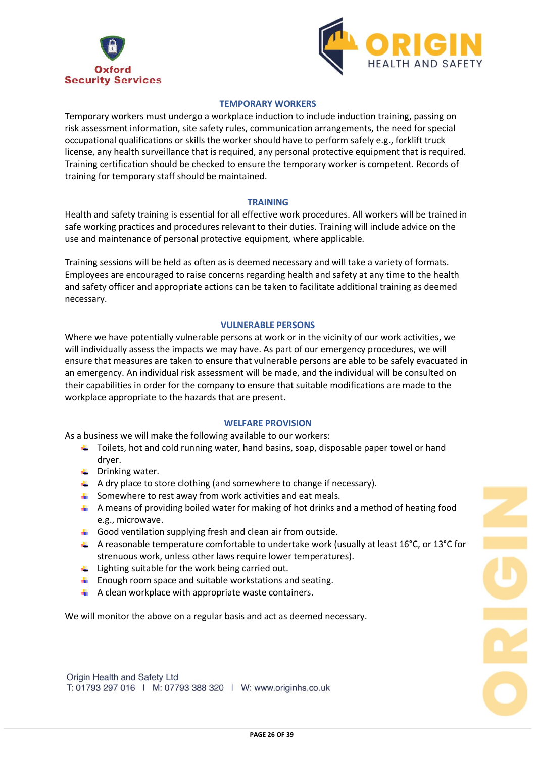## TEMPORARY WORKERS

Temporary workers must undergo a workplace induction to include induction training, passing on risk assessment information, site safety rules, communication arrangements, the need for special occupational qualifications or skills the worker should have to perform safely e.g., forklift truck license, any health surveillance that is required, any personal protective equipment that is required. Training certification should be checked to ensure the temporary worker is competent. Records of training for temporary staff should be maintained.

## TRAINING

Health and safety training is essential for all effective work procedures. All workers will be trained in safe working practices and procedures relevant to their duties. Training will include advice on the use and maintenance of personal protective equipment, where applicable.

Training sessions will be held as often as is deemed necessary and will take a variety of formats. Employees are encouraged to raise concerns regarding health and safety at any time to the health and safety officer and appropriate actions can be taken to facilitate additional training as deemed necessary.

## VULNERABLE PERSONS

Where we have potentially vulnerable persons at work or in the vicinity of our work activities, we will individually assess the impacts we may have. As part of our emergency procedures, we will ensure that measures are taken to ensure that vulnerable persons are able to be safely evacuated in an emergency. An individual risk assessment will be made, and the individual will be consulted on their capabilities in order for the company to ensure that suitable modifications are made to the workplace appropriate to the hazards that are present.

## WELFARE PROVISION

As a business we will make the following available to our workers:

- Toilets, hot and cold running water, hand basins, soap, disposable paper towel or hand dryer.
- Drinking water.
- A dry place to store clothing (and somewhere to change if necessary).
- Somewhere to rest away from work activities and eat meals.
- A means of providing boiled water for making of hot drinks and a method of heating food e.g., microwave.
- Good ventilation supplying fresh and clean air from outside.
- A reasonable temperature comfortable to undertake work (usually at least 16°C, or 13°C for strenuous work, unless other laws require lower temperatures).
- Lighting suitable for the work being carried out.
- Enough room space and suitable workstations and seating.
- A clean workplace with appropriate waste containers.

We will monitor the above on a regular basis and act as deemed necessary.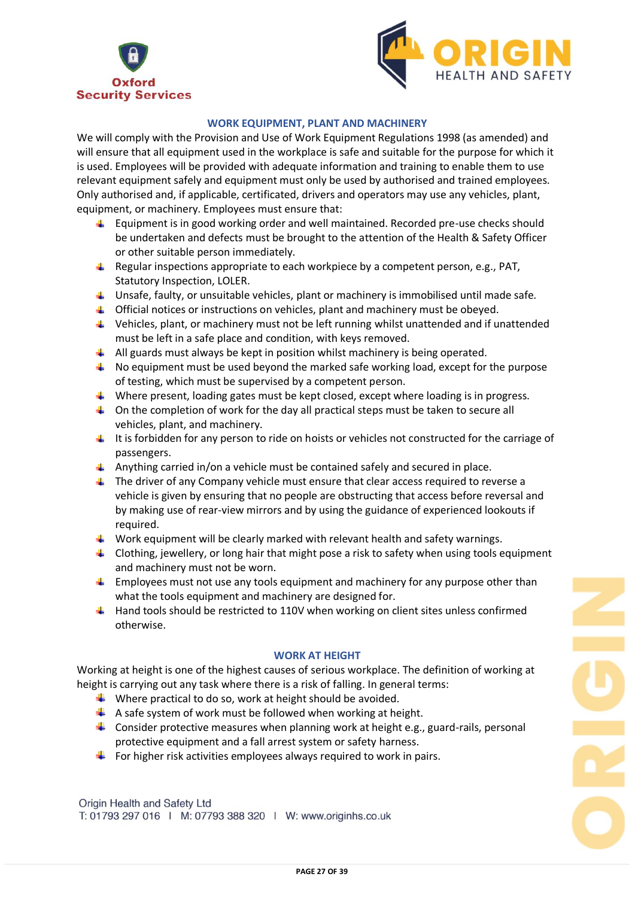## WORK EQUIPMENT, PLANT AND MACHINERY

We will comply with the Provision and Use of Work Equipment Regulations 1998 (as amended) and will ensure that all equipment used in the workplace is safe and suitable for the purpose for which it is used. Employees will be provided with adequate information and training to enable them to use relevant equipment safely and equipment must only be used by authorised and trained employees. Only authorised and, if applicable, certificated, drivers and operators may use any vehicles, plant, equipment, or machinery. Employees must ensure that:

- Equipment is in good working order and well maintained. Recorded pre-use checks should be undertaken and defects must be brought to the attention of the Health & Safety Officer or other suitable person immediately.
- Regular inspections appropriate to each workpiece by a competent person, e.g., PAT, Statutory Inspection, LOLER.
- Unsafe, faulty, or unsuitable vehicles, plant or machinery is immobilised until made safe.
- Official notices or instructions on vehicles, plant and machinery must be obeyed.
- Vehicles, plant, or machinery must not be left running whilst unattended and if unattended must be left in a safe place and condition, with keys removed.
- All guards must always be kept in position whilst machinery is being operated.
- No equipment must be used beyond the marked safe working load, except for the purpose of testing, which must be supervised by a competent person.
- Where present, loading gates must be kept closed, except where loading is in progress.
- On the completion of work for the day all practical steps must be taken to secure all vehicles, plant, and machinery.
- It is forbidden for any person to ride on hoists or vehicles not constructed for the carriage of passengers.
- Anything carried in/on a vehicle must be contained safely and secured in place.
- The driver of any Company vehicle must ensure that clear access required to reverse a vehicle is given by ensuring that no people are obstructing that access before reversal and by making use of rear-view mirrors and by using the guidance of experienced lookouts if required.
- Work equipment will be clearly marked with relevant health and safety warnings.
- Clothing, jewellery, or long hair that might pose a risk to safety when using tools equipment and machinery must not be worn.
- Employees must not use any tools equipment and machinery for any purpose other than what the tools equipment and machinery are designed for.
- Hand tools should be restricted to 110V when working on client sites unless confirmed otherwise.

## WORK AT HEIGHT

Working at height is one of the highest causes of serious workplace. The definition of working at height is carrying out any task where there is a risk of falling. In general terms:

- Where practical to do so, work at height should be avoided.
- A safe system of work must be followed when working at height.
- Consider protective measures when planning work at height e.g., guard-rails, personal protective equipment and a fall arrest system or safety harness.
- For higher risk activities employees always required to work in pairs.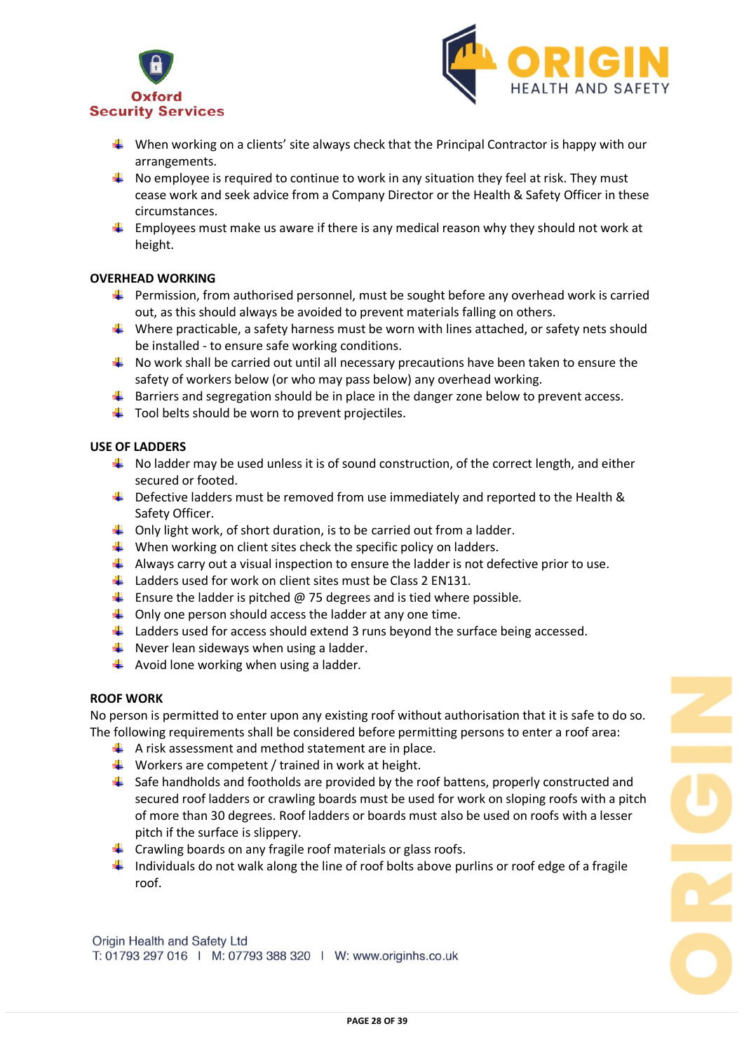- When working on a clients' site always check that the Principal Contractor is happy with our arrangements.
- No employee is required to continue to work in any situation they feel at risk. They must cease work and seek advice from a Company Director or the Health & Safety Officer in these circumstances.
- Employees must make us aware if there is any medical reason why they should not work at height.

**OVERHEAD WORKING**

- Permission, from authorised personnel, must be sought before any overhead work is carried out, as this should always be avoided to prevent materials falling on others.
- Where practicable, a safety harness must be worn with lines attached, or safety nets should be installed - to ensure safe working conditions.
- No work shall be carried out until all necessary precautions have been taken to ensure the safety of workers below (or who may pass below) any overhead working.
- Barriers and segregation should be in place in the danger zone below to prevent access.
- Tool belts should be worn to prevent projectiles.

**USE OF LADDERS**

- No ladder may be used unless it is of sound construction, of the correct length, and either secured or footed.
- Defective ladders must be removed from use immediately and reported to the Health & Safety Officer.
- Only light work, of short duration, is to be carried out from a ladder.
- When working on client sites check the specific policy on ladders.
- Always carry out a visual inspection to ensure the ladder is not defective prior to use.
- Ladders used for work on client sites must be Class 2 EN131.
- Ensure the ladder is pitched @ 75 degrees and is tied where possible.
- Only one person should access the ladder at any one time.
- Ladders used for access should extend 3 runs beyond the surface being accessed.
- Never lean sideways when using a ladder.
- Avoid lone working when using a ladder.

**ROOF WORK**

No person is permitted to enter upon any existing roof without authorisation that it is safe to do so. The following requirements shall be considered before permitting persons to enter a roof area:

- A risk assessment and method statement are in place.
- Workers are competent / trained in work at height.
- Safe handholds and footholds are provided by the roof battens, properly constructed and secured roof ladders or crawling boards must be used for work on sloping roofs with a pitch of more than 30 degrees. Roof ladders or boards must also be used on roofs with a lesser pitch if the surface is slippery.
- Crawling boards on any fragile roof materials or glass roofs.
- Individuals do not walk along the line of roof bolts above purlins or roof edge of a fragile roof.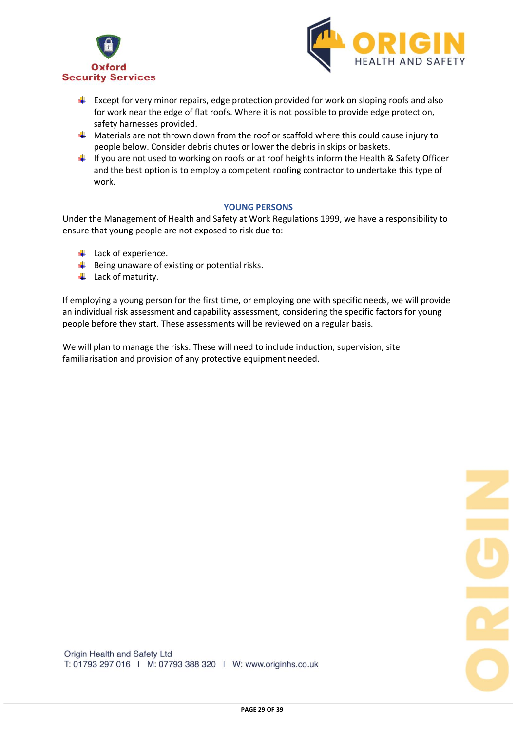- Except for very minor repairs, edge protection provided for work on sloping roofs and also for work near the edge of flat roofs. Where it is not possible to provide edge protection, safety harnesses provided.
- Materials are not thrown down from the roof or scaffold where this could cause injury to people below. Consider debris chutes or lower the debris in skips or baskets.
- If you are not used to working on roofs or at roof heights inform the Health & Safety Officer and the best option is to employ a competent roofing contractor to undertake this type of work.

## YOUNG PERSONS

Under the Management of Health and Safety at Work Regulations 1999, we have a responsibility to ensure that young people are not exposed to risk due to:

- Lack of experience.
- Being unaware of existing or potential risks.
- Lack of maturity.

If employing a young person for the first time, or employing one with specific needs, we will provide an individual risk assessment and capability assessment, considering the specific factors for young people before they start. These assessments will be reviewed on a regular basis.

We will plan to manage the risks. These will need to include induction, supervision, site familiarisation and provision of any protective equipment needed.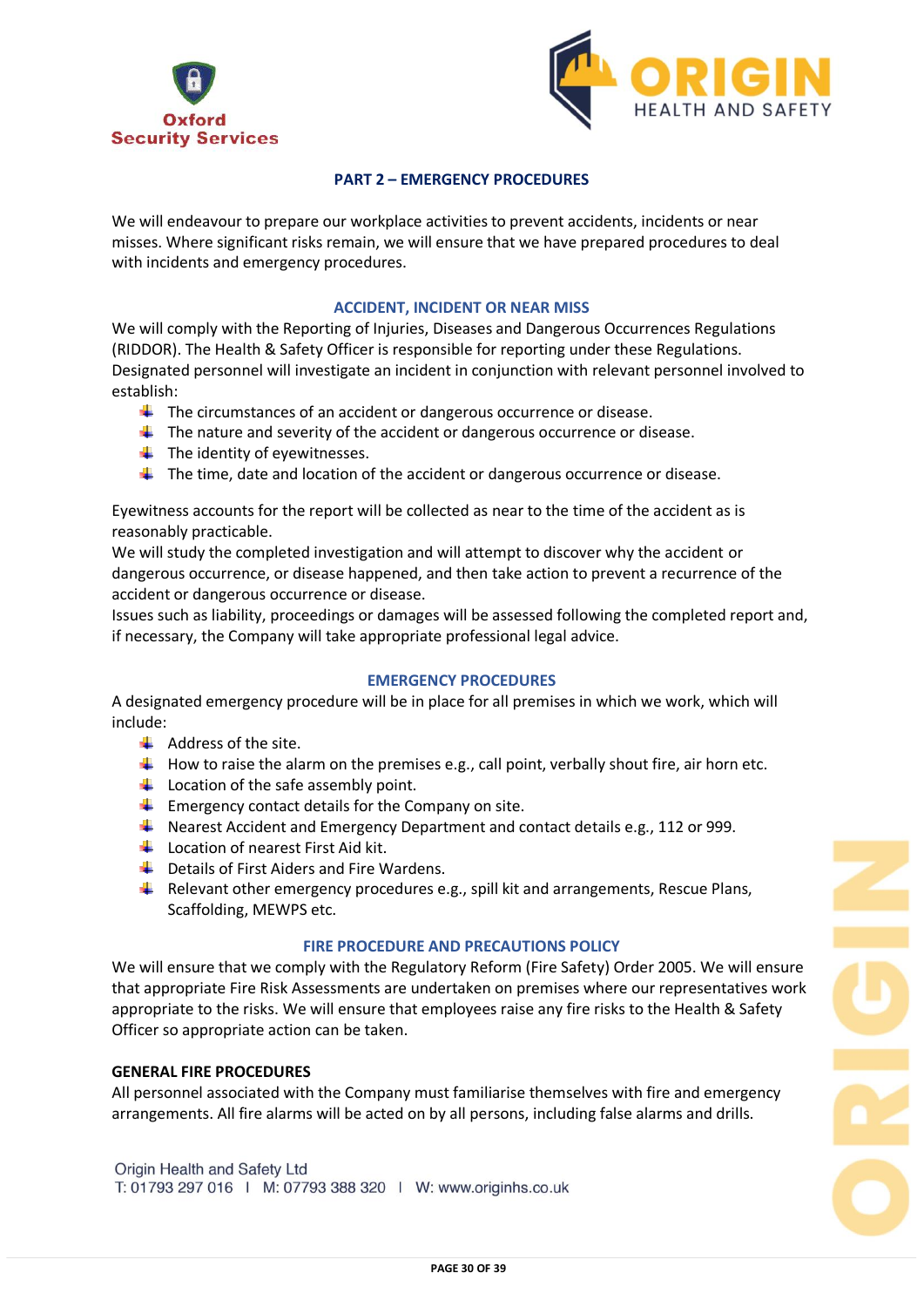## PART 2 – EMERGENCY PROCEDURES

We will endeavour to prepare our workplace activities to prevent accidents, incidents or near misses. Where significant risks remain, we will ensure that we have prepared procedures to deal with incidents and emergency procedures.

### ACCIDENT, INCIDENT OR NEAR MISS

We will comply with the Reporting of Injuries, Diseases and Dangerous Occurrences Regulations (RIDDOR). The Health & Safety Officer is responsible for reporting under these Regulations. Designated personnel will investigate an incident in conjunction with relevant personnel involved to establish:

- The circumstances of an accident or dangerous occurrence or disease.
- The nature and severity of the accident or dangerous occurrence or disease.
- The identity of eyewitnesses.
- The time, date and location of the accident or dangerous occurrence or disease.

Eyewitness accounts for the report will be collected as near to the time of the accident as is reasonably practicable.

We will study the completed investigation and will attempt to discover why the accident or dangerous occurrence, or disease happened, and then take action to prevent a recurrence of the accident or dangerous occurrence or disease.

Issues such as liability, proceedings or damages will be assessed following the completed report and, if necessary, the Company will take appropriate professional legal advice.

### EMERGENCY PROCEDURES

A designated emergency procedure will be in place for all premises in which we work, which will include:

- Address of the site.
- How to raise the alarm on the premises e.g., call point, verbally shout fire, air horn etc.
- Location of the safe assembly point.
- Emergency contact details for the Company on site.
- Nearest Accident and Emergency Department and contact details e.g., 112 or 999.
- Location of nearest First Aid kit.
- Details of First Aiders and Fire Wardens.
- Relevant other emergency procedures e.g., spill kit and arrangements, Rescue Plans, Scaffolding, MEWPS etc.

### FIRE PROCEDURE AND PRECAUTIONS POLICY

We will ensure that we comply with the Regulatory Reform (Fire Safety) Order 2005. We will ensure that appropriate Fire Risk Assessments are undertaken on premises where our representatives work appropriate to the risks. We will ensure that employees raise any fire risks to the Health & Safety Officer so appropriate action can be taken.

### GENERAL FIRE PROCEDURES

All personnel associated with the Company must familiarise themselves with fire and emergency arrangements. All fire alarms will be acted on by all persons, including false alarms and drills.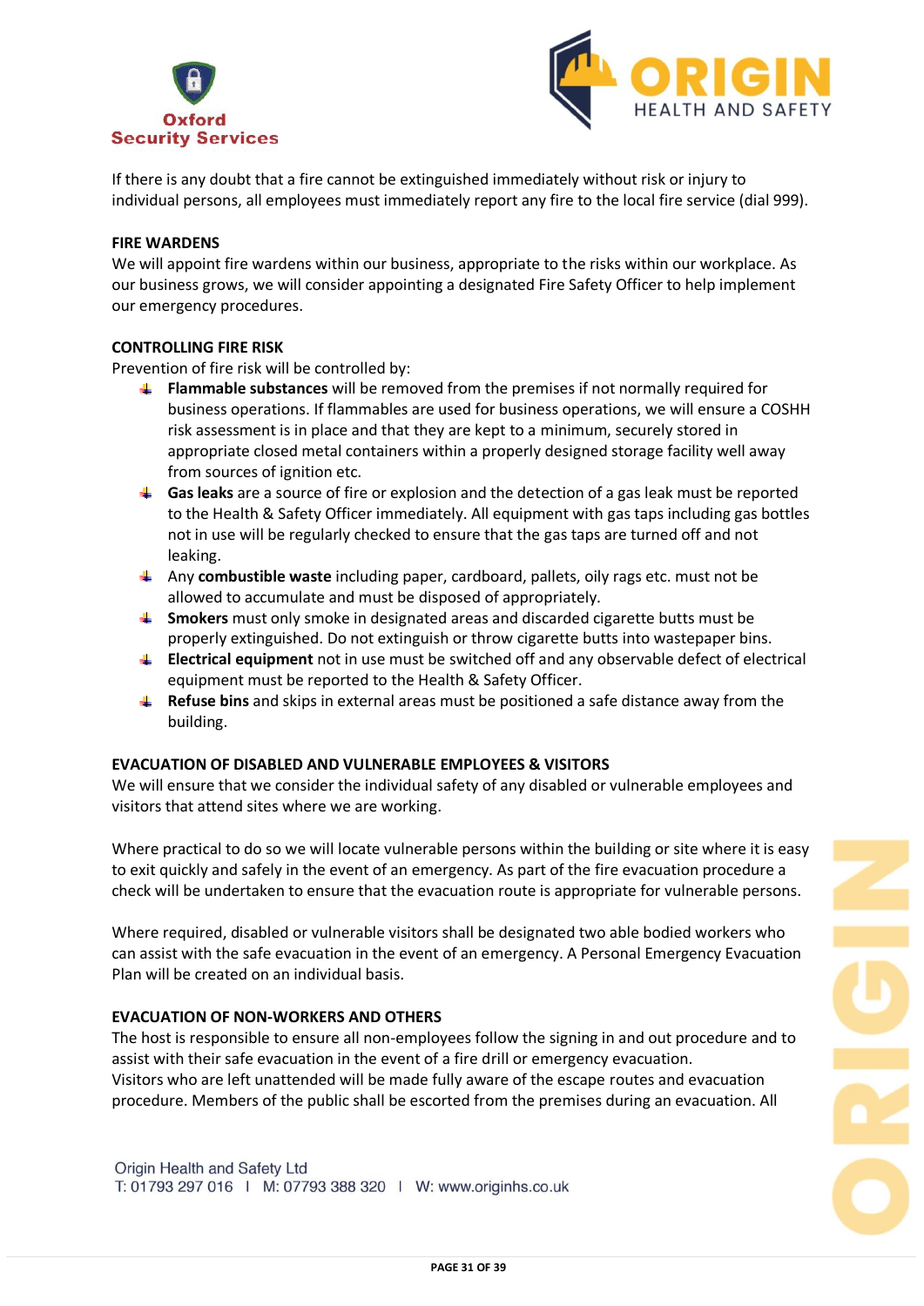If there is any doubt that a fire cannot be extinguished immediately without risk or injury to individual persons, all employees must immediately report any fire to the local fire service (dial 999).

**FIRE WARDENS**

We will appoint fire wardens within our business, appropriate to the risks within our workplace. As our business grows, we will consider appointing a designated Fire Safety Officer to help implement our emergency procedures.

**CONTROLLING FIRE RISK**

Prevention of fire risk will be controlled by:

- **Flammable substances** will be removed from the premises if not normally required for business operations. If flammables are used for business operations, we will ensure a COSHH risk assessment is in place and that they are kept to a minimum, securely stored in appropriate closed metal containers within a properly designed storage facility well away from sources of ignition etc.
- **Gas leaks** are a source of fire or explosion and the detection of a gas leak must be reported to the Health & Safety Officer immediately. All equipment with gas taps including gas bottles not in use will be regularly checked to ensure that the gas taps are turned off and not leaking.
- Any **combustible waste** including paper, cardboard, pallets, oily rags etc. must not be allowed to accumulate and must be disposed of appropriately.
- **Smokers** must only smoke in designated areas and discarded cigarette butts must be properly extinguished. Do not extinguish or throw cigarette butts into wastepaper bins.
- **Electrical equipment** not in use must be switched off and any observable defect of electrical equipment must be reported to the Health & Safety Officer.
- **Refuse bins** and skips in external areas must be positioned a safe distance away from the building.

**EVACUATION OF DISABLED AND VULNERABLE EMPLOYEES & VISITORS**

We will ensure that we consider the individual safety of any disabled or vulnerable employees and visitors that attend sites where we are working.

Where practical to do so we will locate vulnerable persons within the building or site where it is easy to exit quickly and safely in the event of an emergency. As part of the fire evacuation procedure a check will be undertaken to ensure that the evacuation route is appropriate for vulnerable persons.

Where required, disabled or vulnerable visitors shall be designated two able bodied workers who can assist with the safe evacuation in the event of an emergency. A Personal Emergency Evacuation Plan will be created on an individual basis.

**EVACUATION OF NON-WORKERS AND OTHERS**

The host is responsible to ensure all non-employees follow the signing in and out procedure and to assist with their safe evacuation in the event of a fire drill or emergency evacuation.
Visitors who are left unattended will be made fully aware of the escape routes and evacuation procedure. Members of the public shall be escorted from the premises during an evacuation. All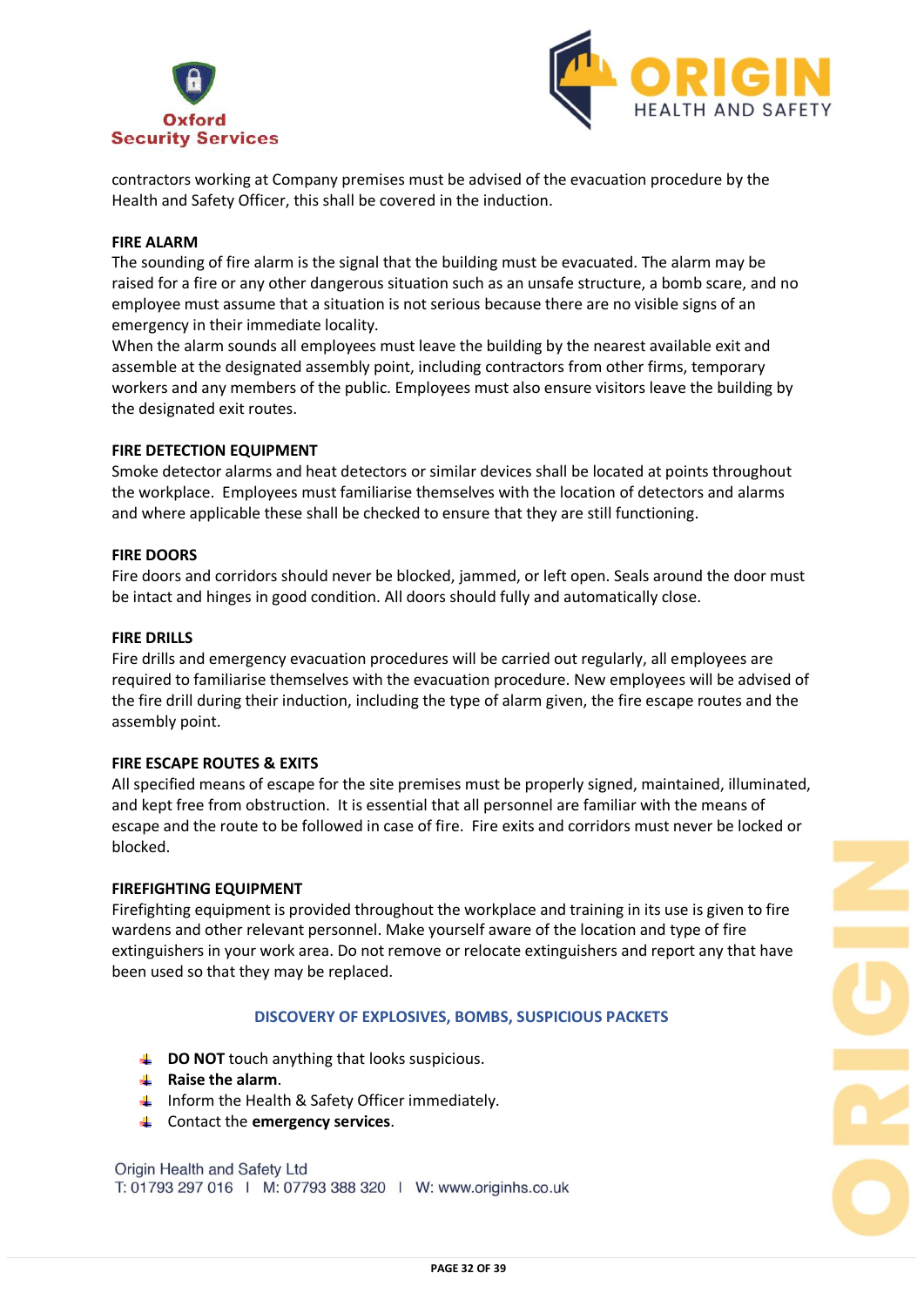contractors working at Company premises must be advised of the evacuation procedure by the Health and Safety Officer, this shall be covered in the induction.

**FIRE ALARM**

The sounding of fire alarm is the signal that the building must be evacuated. The alarm may be raised for a fire or any other dangerous situation such as an unsafe structure, a bomb scare, and no employee must assume that a situation is not serious because there are no visible signs of an emergency in their immediate locality.

When the alarm sounds all employees must leave the building by the nearest available exit and assemble at the designated assembly point, including contractors from other firms, temporary workers and any members of the public. Employees must also ensure visitors leave the building by the designated exit routes.

**FIRE DETECTION EQUIPMENT**

Smoke detector alarms and heat detectors or similar devices shall be located at points throughout the workplace. Employees must familiarise themselves with the location of detectors and alarms and where applicable these shall be checked to ensure that they are still functioning.

**FIRE DOORS**

Fire doors and corridors should never be blocked, jammed, or left open. Seals around the door must be intact and hinges in good condition. All doors should fully and automatically close.

**FIRE DRILLS**

Fire drills and emergency evacuation procedures will be carried out regularly, all employees are required to familiarise themselves with the evacuation procedure. New employees will be advised of the fire drill during their induction, including the type of alarm given, the fire escape routes and the assembly point.

**FIRE ESCAPE ROUTES & EXITS**

All specified means of escape for the site premises must be properly signed, maintained, illuminated, and kept free from obstruction. It is essential that all personnel are familiar with the means of escape and the route to be followed in case of fire. Fire exits and corridors must never be locked or blocked.

**FIREFIGHTING EQUIPMENT**

Firefighting equipment is provided throughout the workplace and training in its use is given to fire wardens and other relevant personnel. Make yourself aware of the location and type of fire extinguishers in your work area. Do not remove or relocate extinguishers and report any that have been used so that they may be replaced.

## DISCOVERY OF EXPLOSIVES, BOMBS, SUSPICIOUS PACKETS

- **DO NOT** touch anything that looks suspicious.
- **Raise the alarm**.
- Inform the Health & Safety Officer immediately.
- Contact the **emergency services**.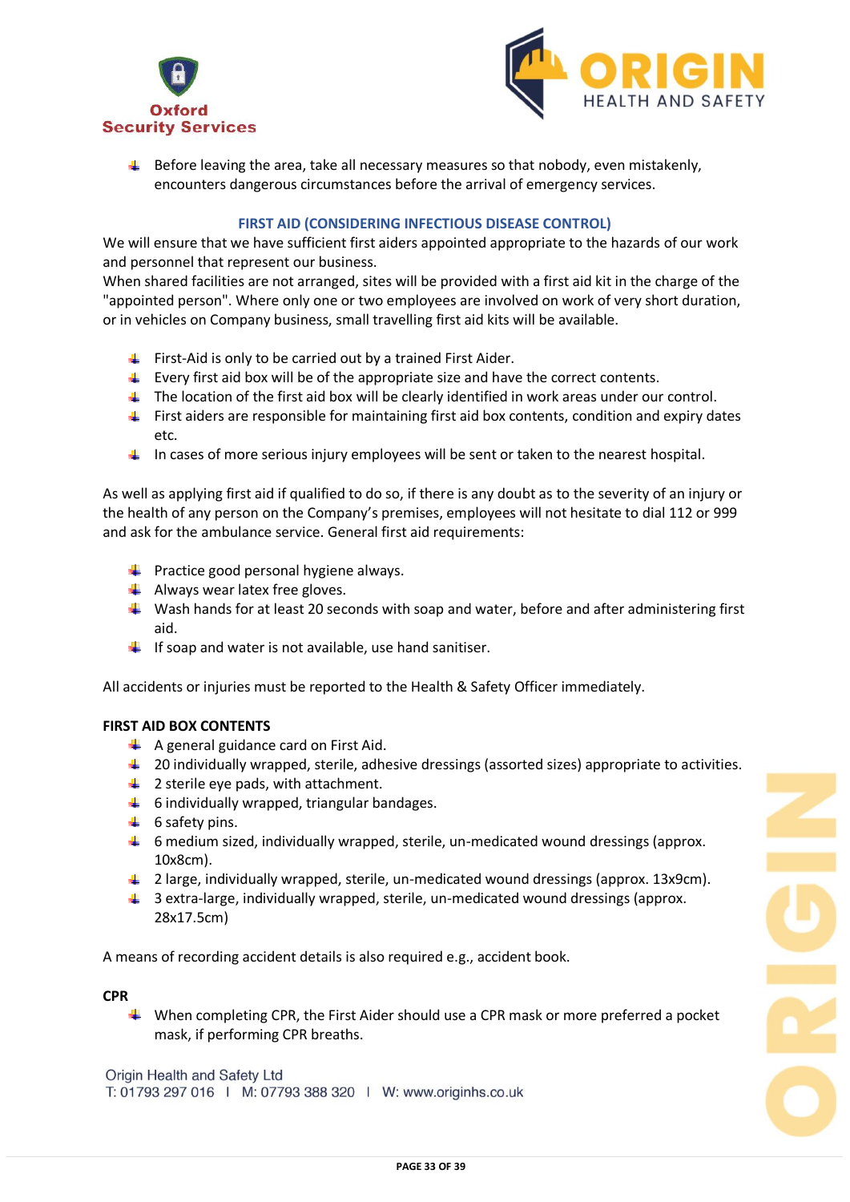- Before leaving the area, take all necessary measures so that nobody, even mistakenly, encounters dangerous circumstances before the arrival of emergency services.

## FIRST AID (CONSIDERING INFECTIOUS DISEASE CONTROL)

We will ensure that we have sufficient first aiders appointed appropriate to the hazards of our work and personnel that represent our business.
When shared facilities are not arranged, sites will be provided with a first aid kit in the charge of the "appointed person". Where only one or two employees are involved on work of very short duration, or in vehicles on Company business, small travelling first aid kits will be available.

- First-Aid is only to be carried out by a trained First Aider.
- Every first aid box will be of the appropriate size and have the correct contents.
- The location of the first aid box will be clearly identified in work areas under our control.
- First aiders are responsible for maintaining first aid box contents, condition and expiry dates etc.
- In cases of more serious injury employees will be sent or taken to the nearest hospital.

As well as applying first aid if qualified to do so, if there is any doubt as to the severity of an injury or the health of any person on the Company's premises, employees will not hesitate to dial 112 or 999 and ask for the ambulance service. General first aid requirements:

- Practice good personal hygiene always.
- Always wear latex free gloves.
- Wash hands for at least 20 seconds with soap and water, before and after administering first aid.
- If soap and water is not available, use hand sanitiser.

All accidents or injuries must be reported to the Health & Safety Officer immediately.

**FIRST AID BOX CONTENTS**

- A general guidance card on First Aid.
- 20 individually wrapped, sterile, adhesive dressings (assorted sizes) appropriate to activities.
- 2 sterile eye pads, with attachment.
- 6 individually wrapped, triangular bandages.
- 6 safety pins.
- 6 medium sized, individually wrapped, sterile, un-medicated wound dressings (approx. 10x8cm).
- 2 large, individually wrapped, sterile, un-medicated wound dressings (approx. 13x9cm).
- 3 extra-large, individually wrapped, sterile, un-medicated wound dressings (approx. 28x17.5cm)

A means of recording accident details is also required e.g., accident book.

**CPR**

- When completing CPR, the First Aider should use a CPR mask or more preferred a pocket mask, if performing CPR breaths.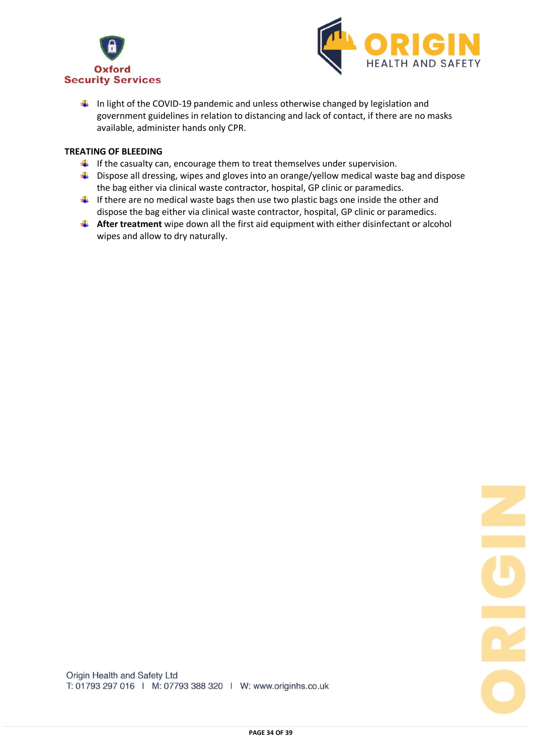- In light of the COVID-19 pandemic and unless otherwise changed by legislation and government guidelines in relation to distancing and lack of contact, if there are no masks available, administer hands only CPR.

**TREATING OF BLEEDING**

- If the casualty can, encourage them to treat themselves under supervision.
- Dispose all dressing, wipes and gloves into an orange/yellow medical waste bag and dispose the bag either via clinical waste contractor, hospital, GP clinic or paramedics.
- If there are no medical waste bags then use two plastic bags one inside the other and dispose the bag either via clinical waste contractor, hospital, GP clinic or paramedics.
- **After treatment** wipe down all the first aid equipment with either disinfectant or alcohol wipes and allow to dry naturally.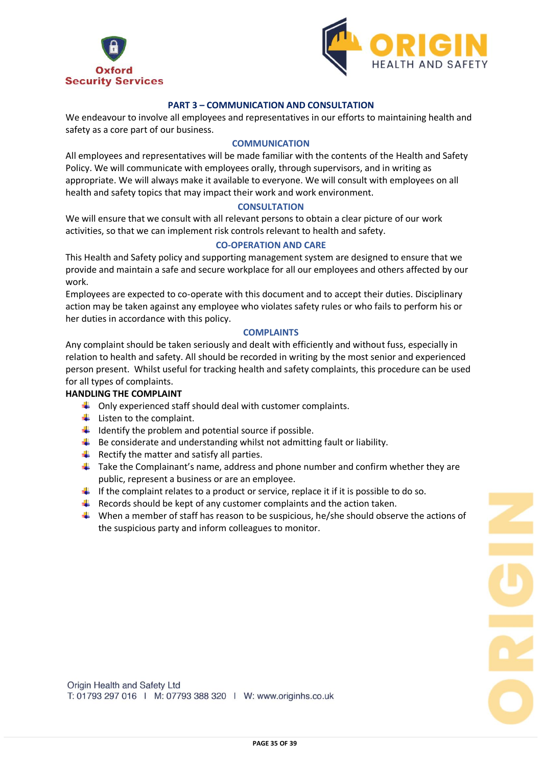## PART 3 – COMMUNICATION AND CONSULTATION

We endeavour to involve all employees and representatives in our efforts to maintaining health and safety as a core part of our business.

### COMMUNICATION

All employees and representatives will be made familiar with the contents of the Health and Safety Policy. We will communicate with employees orally, through supervisors, and in writing as appropriate. We will always make it available to everyone. We will consult with employees on all health and safety topics that may impact their work and work environment.

### CONSULTATION

We will ensure that we consult with all relevant persons to obtain a clear picture of our work activities, so that we can implement risk controls relevant to health and safety.

### CO-OPERATION AND CARE

This Health and Safety policy and supporting management system are designed to ensure that we provide and maintain a safe and secure workplace for all our employees and others affected by our work.

Employees are expected to co-operate with this document and to accept their duties. Disciplinary action may be taken against any employee who violates safety rules or who fails to perform his or her duties in accordance with this policy.

### COMPLAINTS

Any complaint should be taken seriously and dealt with efficiently and without fuss, especially in relation to health and safety. All should be recorded in writing by the most senior and experienced person present. Whilst useful for tracking health and safety complaints, this procedure can be used for all types of complaints.

**HANDLING THE COMPLAINT**

- Only experienced staff should deal with customer complaints.
- Listen to the complaint.
- Identify the problem and potential source if possible.
- Be considerate and understanding whilst not admitting fault or liability.
- Rectify the matter and satisfy all parties.
- Take the Complainant's name, address and phone number and confirm whether they are public, represent a business or are an employee.
- If the complaint relates to a product or service, replace it if it is possible to do so.
- Records should be kept of any customer complaints and the action taken.
- When a member of staff has reason to be suspicious, he/she should observe the actions of the suspicious party and inform colleagues to monitor.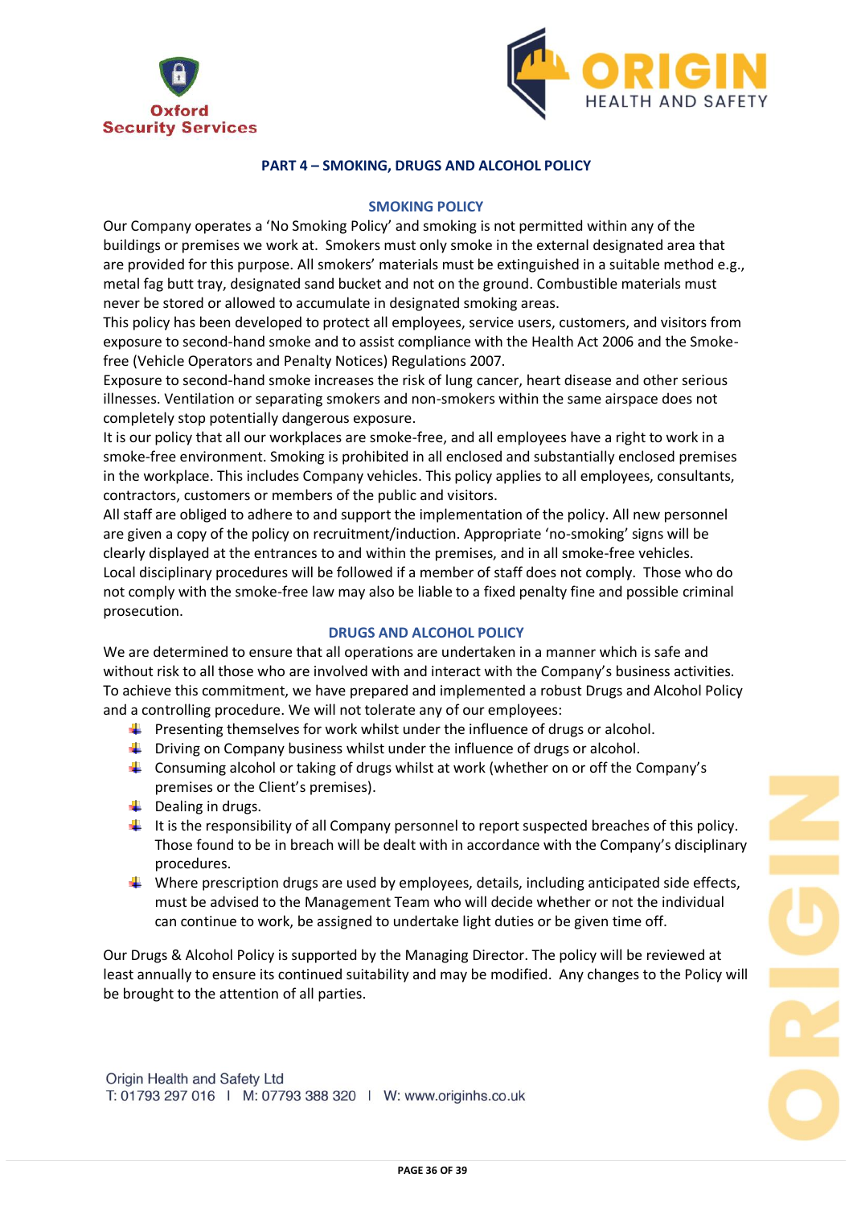## PART 4 – SMOKING, DRUGS AND ALCOHOL POLICY

### SMOKING POLICY

Our Company operates a 'No Smoking Policy' and smoking is not permitted within any of the buildings or premises we work at. Smokers must only smoke in the external designated area that are provided for this purpose. All smokers' materials must be extinguished in a suitable method e.g., metal fag butt tray, designated sand bucket and not on the ground. Combustible materials must never be stored or allowed to accumulate in designated smoking areas.

This policy has been developed to protect all employees, service users, customers, and visitors from exposure to second-hand smoke and to assist compliance with the Health Act 2006 and the Smoke-free (Vehicle Operators and Penalty Notices) Regulations 2007.

Exposure to second-hand smoke increases the risk of lung cancer, heart disease and other serious illnesses. Ventilation or separating smokers and non-smokers within the same airspace does not completely stop potentially dangerous exposure.

It is our policy that all our workplaces are smoke-free, and all employees have a right to work in a smoke-free environment. Smoking is prohibited in all enclosed and substantially enclosed premises in the workplace. This includes Company vehicles. This policy applies to all employees, consultants, contractors, customers or members of the public and visitors.

All staff are obliged to adhere to and support the implementation of the policy. All new personnel are given a copy of the policy on recruitment/induction. Appropriate 'no-smoking' signs will be clearly displayed at the entrances to and within the premises, and in all smoke-free vehicles.

Local disciplinary procedures will be followed if a member of staff does not comply. Those who do not comply with the smoke-free law may also be liable to a fixed penalty fine and possible criminal prosecution.

### DRUGS AND ALCOHOL POLICY

We are determined to ensure that all operations are undertaken in a manner which is safe and without risk to all those who are involved with and interact with the Company's business activities. To achieve this commitment, we have prepared and implemented a robust Drugs and Alcohol Policy and a controlling procedure. We will not tolerate any of our employees:

- Presenting themselves for work whilst under the influence of drugs or alcohol.
- Driving on Company business whilst under the influence of drugs or alcohol.
- Consuming alcohol or taking of drugs whilst at work (whether on or off the Company's premises or the Client's premises).
- Dealing in drugs.
- It is the responsibility of all Company personnel to report suspected breaches of this policy. Those found to be in breach will be dealt with in accordance with the Company's disciplinary procedures.
- Where prescription drugs are used by employees, details, including anticipated side effects, must be advised to the Management Team who will decide whether or not the individual can continue to work, be assigned to undertake light duties or be given time off.

Our Drugs & Alcohol Policy is supported by the Managing Director. The policy will be reviewed at least annually to ensure its continued suitability and may be modified. Any changes to the Policy will be brought to the attention of all parties.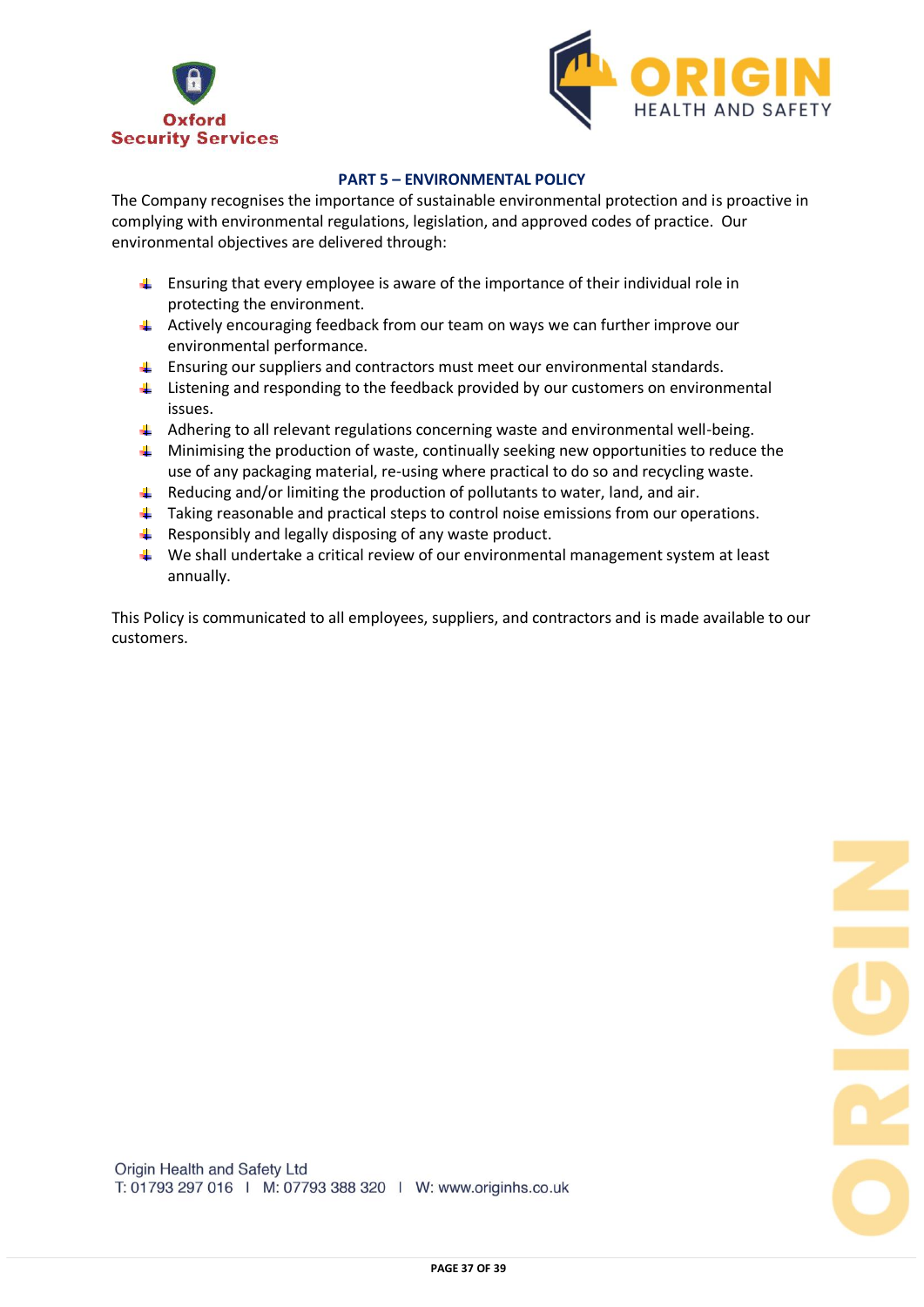## PART 5 – ENVIRONMENTAL POLICY

The Company recognises the importance of sustainable environmental protection and is proactive in complying with environmental regulations, legislation, and approved codes of practice. Our environmental objectives are delivered through:

- Ensuring that every employee is aware of the importance of their individual role in protecting the environment.
- Actively encouraging feedback from our team on ways we can further improve our environmental performance.
- Ensuring our suppliers and contractors must meet our environmental standards.
- Listening and responding to the feedback provided by our customers on environmental issues.
- Adhering to all relevant regulations concerning waste and environmental well-being.
- Minimising the production of waste, continually seeking new opportunities to reduce the use of any packaging material, re-using where practical to do so and recycling waste.
- Reducing and/or limiting the production of pollutants to water, land, and air.
- Taking reasonable and practical steps to control noise emissions from our operations.
- Responsibly and legally disposing of any waste product.
- We shall undertake a critical review of our environmental management system at least annually.

This Policy is communicated to all employees, suppliers, and contractors and is made available to our customers.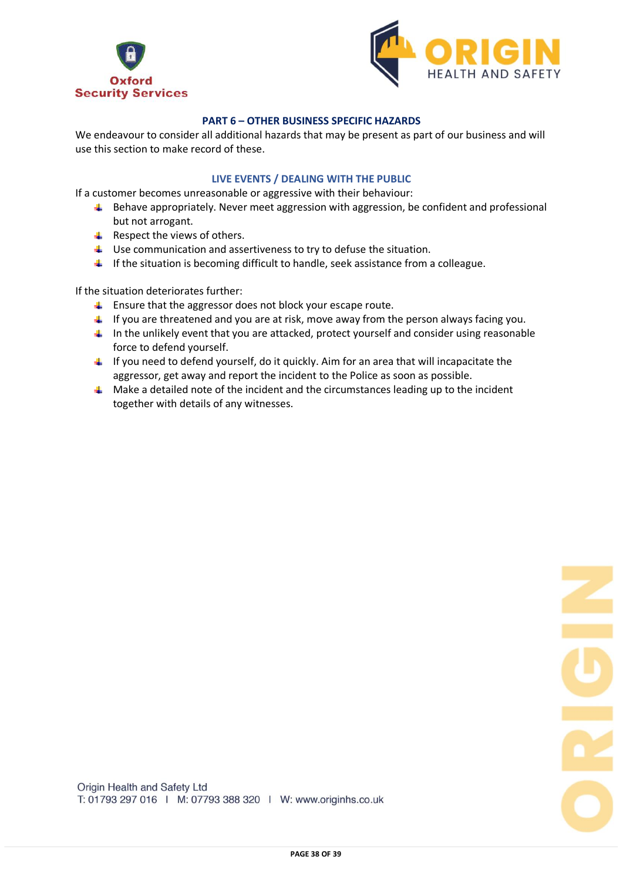## PART 6 – OTHER BUSINESS SPECIFIC HAZARDS

We endeavour to consider all additional hazards that may be present as part of our business and will use this section to make record of these.

### LIVE EVENTS / DEALING WITH THE PUBLIC

If a customer becomes unreasonable or aggressive with their behaviour:

- Behave appropriately. Never meet aggression with aggression, be confident and professional but not arrogant.
- Respect the views of others.
- Use communication and assertiveness to try to defuse the situation.
- If the situation is becoming difficult to handle, seek assistance from a colleague.

If the situation deteriorates further:

- Ensure that the aggressor does not block your escape route.
- If you are threatened and you are at risk, move away from the person always facing you.
- In the unlikely event that you are attacked, protect yourself and consider using reasonable force to defend yourself.
- If you need to defend yourself, do it quickly. Aim for an area that will incapacitate the aggressor, get away and report the incident to the Police as soon as possible.
- Make a detailed note of the incident and the circumstances leading up to the incident together with details of any witnesses.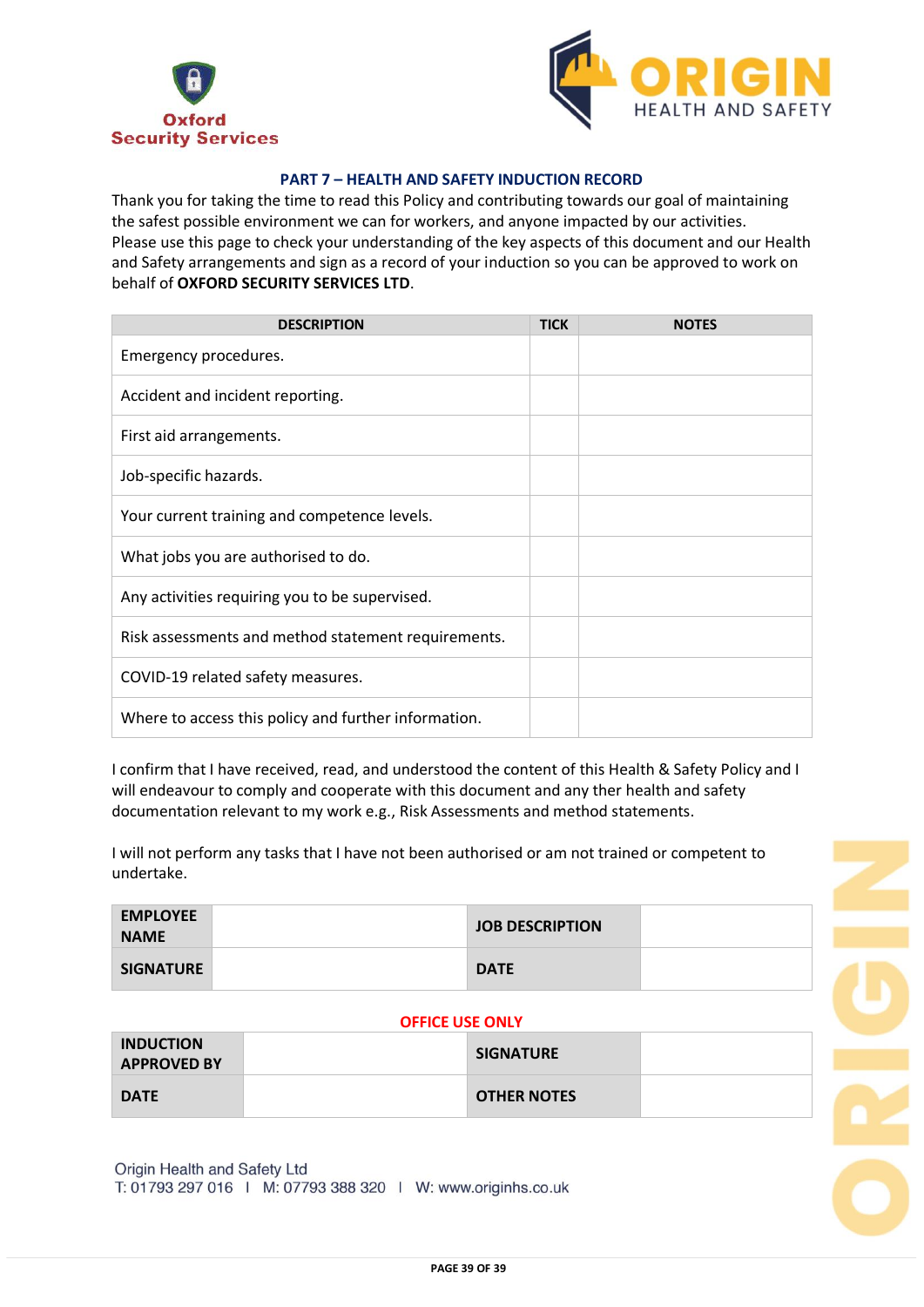## PART 7 – HEALTH AND SAFETY INDUCTION RECORD

Thank you for taking the time to read this Policy and contributing towards our goal of maintaining the safest possible environment we can for workers, and anyone impacted by our activities. Please use this page to check your understanding of the key aspects of this document and our Health and Safety arrangements and sign as a record of your induction so you can be approved to work on behalf of **OXFORD SECURITY SERVICES LTD**.

| DESCRIPTION | TICK | NOTES |
|---|---|---|
| Emergency procedures. | | |
| Accident and incident reporting. | | |
| First aid arrangements. | | |
| Job-specific hazards. | | |
| Your current training and competence levels. | | |
| What jobs you are authorised to do. | | |
| Any activities requiring you to be supervised. | | |
| Risk assessments and method statement requirements. | | |
| COVID-19 related safety measures. | | |
| Where to access this policy and further information. | | |

I confirm that I have received, read, and understood the content of this Health & Safety Policy and I will endeavour to comply and cooperate with this document and any ther health and safety documentation relevant to my work e.g., Risk Assessments and method statements.

I will not perform any tasks that I have not been authorised or am not trained or competent to undertake.

| | | | |
|---|---|---|---|
| **EMPLOYEE NAME** | | **JOB DESCRIPTION** | |
| **SIGNATURE** | | **DATE** | |

**OFFICE USE ONLY**

| | | | |
|---|---|---|---|
| **INDUCTION APPROVED BY** | | **SIGNATURE** | |
| **DATE** | | **OTHER NOTES** | |